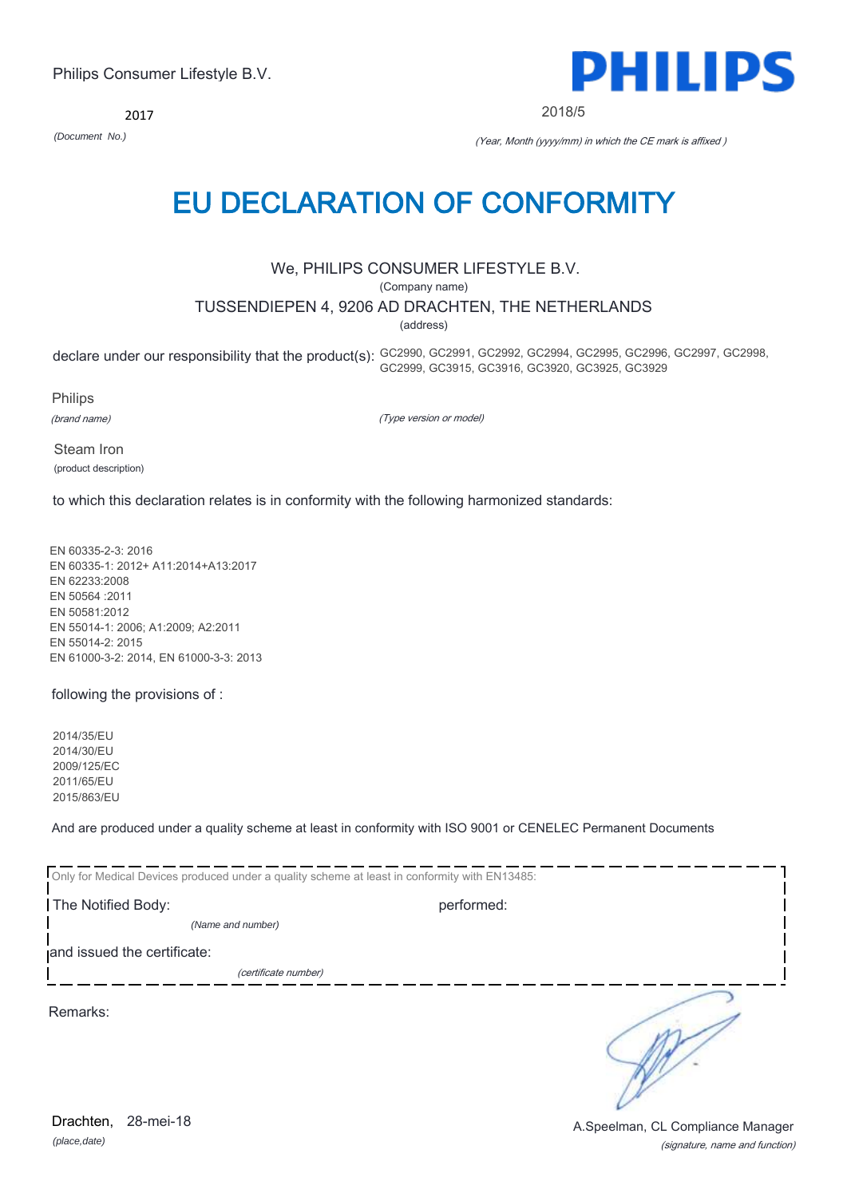Philips Consumer Lifestyle B.V.

PHILIPS

2017

*(Document No.)*

2018/5

*(Year, Month (yyyy/mm) in which the CE mark is affixed )*

# EU DECLARATION OF CONFORMITY

We, PHILIPS CONSUMER LIFESTYLE B.V.

(Company name)

TUSSENDIEPEN 4, 9206 AD DRACHTEN, THE NETHERLANDS

(address)

declare under our responsibility that the product(s): GC2990, GC2991, GC2992, GC2994, GC2995, GC2996, GC2997, GC2998, GC2999, GC3915, GC3916, GC3920, GC3925, GC3929

Philips

*(brand name)*

*(Type version or model)*

Steam Iron

(product description)

to which this declaration relates is in conformity with the following harmonized standards:

EN 60335-2-3: 2016
EN 60335-1: 2012+ A11:2014+A13:2017
EN 62233:2008
EN 50564 :2011
EN 50581:2012
EN 55014-1: 2006; A1:2009; A2:2011
EN 55014-2: 2015
EN 61000-3-2: 2014, EN 61000-3-3: 2013

following the provisions of :

2014/35/EU
2014/30/EU
2009/125/EC
2011/65/EU
2015/863/EU

And are produced under a quality scheme at least in conformity with ISO 9001 or CENELEC Permanent Documents

Only for Medical Devices produced under a quality scheme at least in conformity with EN13485:

The Notified Body: performed:

*(Name and number)*

and issued the certificate:

*(certificate number)*

Remarks:

Drachten, 28-mei-18

*(place,date)*

A.Speelman, CL Compliance Manager

*(signature, name and function)*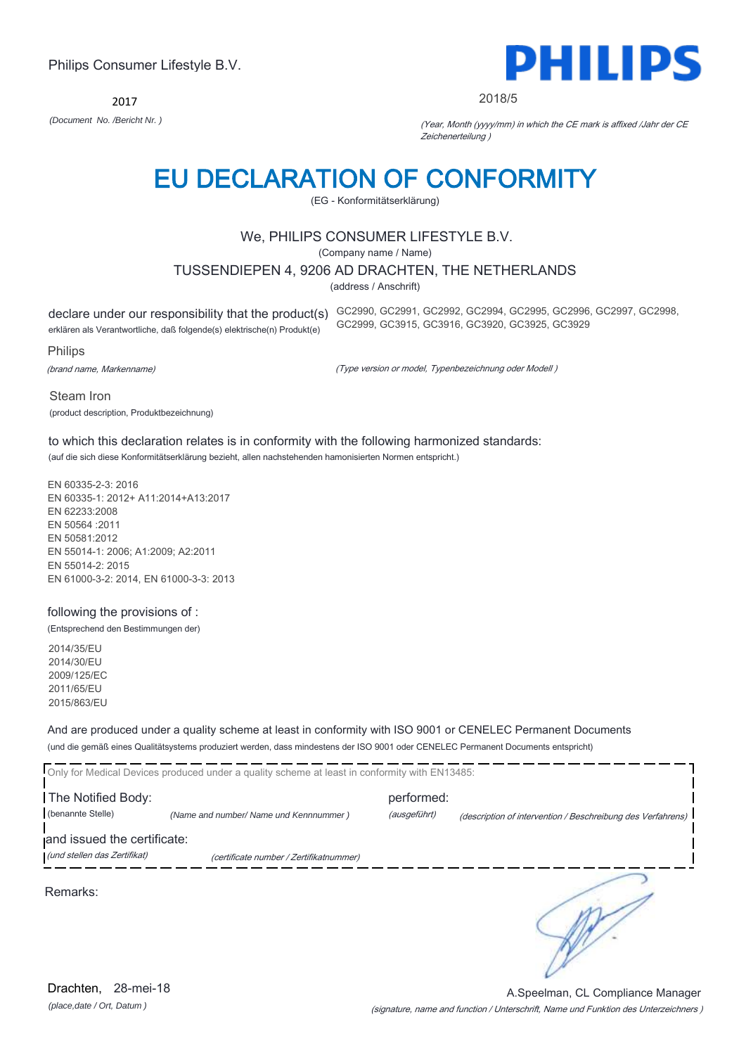Philips Consumer Lifestyle B.V.

**PHILIPS**

2017

*(Document No. /Bericht Nr. )*

2018/5

*(Year, Month (yyyy/mm) in which the CE mark is affixed /Jahr der CE Zeichenerteilung )*

# EU DECLARATION OF CONFORMITY

(EG - Konformitätserklärung)

We, PHILIPS CONSUMER LIFESTYLE B.V.

(Company name / Name)

TUSSENDIEPEN 4, 9206 AD DRACHTEN, THE NETHERLANDS

(address / Anschrift)

declare under our responsibility that the product(s)
erklären als Verantwortliche, daß folgende(s) elektrische(n) Produkt(e)

GC2990, GC2991, GC2992, GC2994, GC2995, GC2996, GC2997, GC2998, GC2999, GC3915, GC3916, GC3920, GC3925, GC3929

Philips

*(brand name, Markenname)*

*(Type version or model, Typenbezeichnung oder Modell )*

Steam Iron

(product description, Produktbezeichnung)

to which this declaration relates is in conformity with the following harmonized standards:

(auf die sich diese Konformitätserklärung bezieht, allen nachstehenden hamonisierten Normen entspricht.)

EN 60335-2-3: 2016
EN 60335-1: 2012+ A11:2014+A13:2017
EN 62233:2008
EN 50564 :2011
EN 50581:2012
EN 55014-1: 2006; A1:2009; A2:2011
EN 55014-2: 2015
EN 61000-3-2: 2014, EN 61000-3-3: 2013

following the provisions of :

(Entsprechend den Bestimmungen der)

2014/35/EU
2014/30/EU
2009/125/EC
2011/65/EU
2015/863/EU

And are produced under a quality scheme at least in conformity with ISO 9001 or CENELEC Permanent Documents

(und die gemäß eines Qualitätsystems produziert werden, dass mindestens der ISO 9001 oder CENELEC Permanent Documents entspricht)

Only for Medical Devices produced under a quality scheme at least in conformity with EN13485:

The Notified Body: (benannte Stelle) *(Name and number/ Name und Kennnummer )*

performed: *(ausgeführt)* *(description of intervention / Beschreibung des Verfahrens)*

and issued the certificate: *(und stellen das Zertifikat)* *(certificate number / Zertifikatnummer)*

Remarks:

Drachten, 28-mei-18

*(place,date / Ort, Datum )*

A.Speelman, CL Compliance Manager

*(signature, name and function / Unterschrift, Name und Funktion des Unterzeichners )*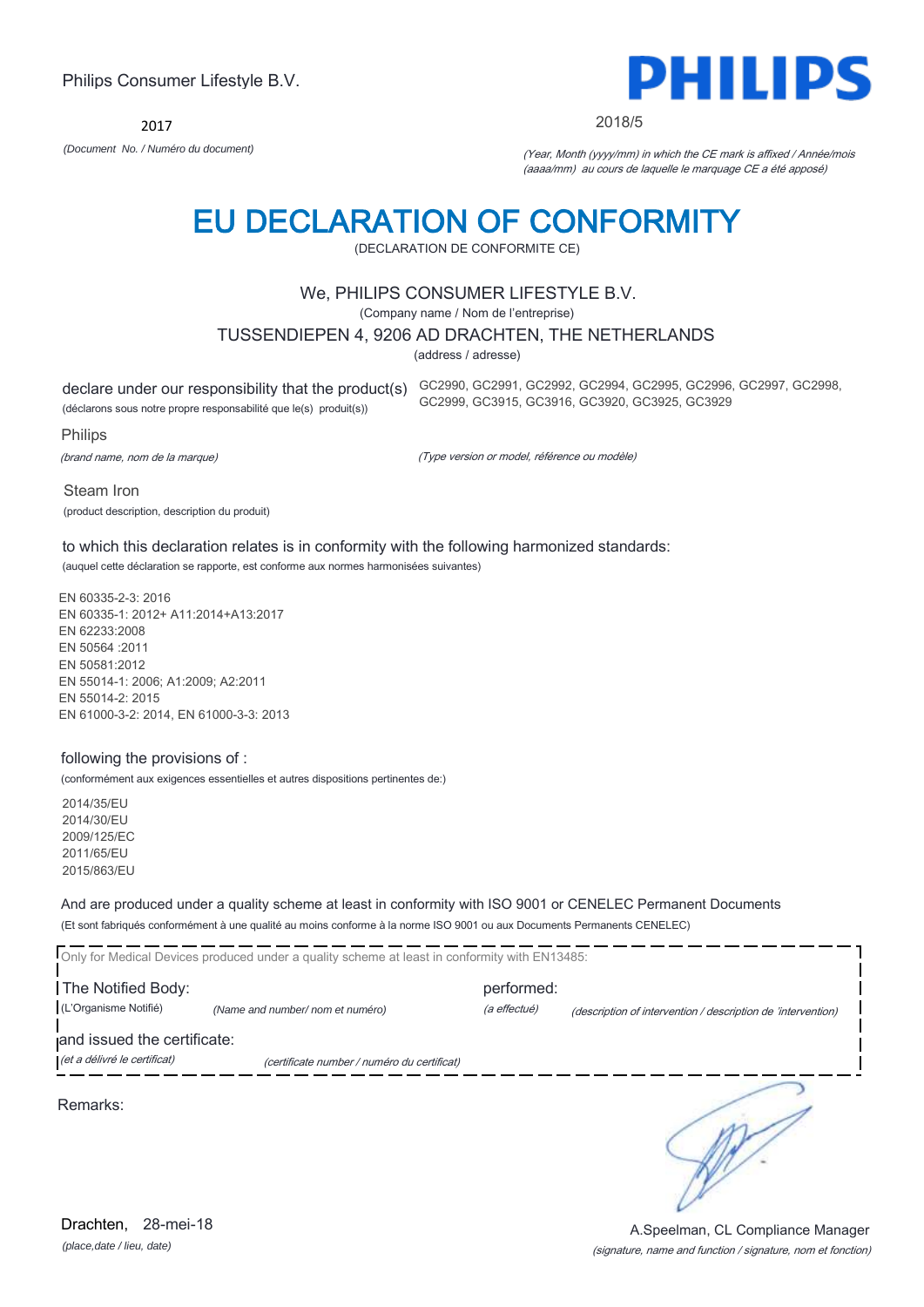Philips Consumer Lifestyle B.V.

**PHILIPS**

2017

*(Document No. / Numéro du document)*

2018/5

*(Year, Month (yyyy/mm) in which the CE mark is affixed / Année/mois (aaaa/mm) au cours de laquelle le marquage CE a été apposé)*

# EU DECLARATION OF CONFORMITY

(DECLARATION DE CONFORMITE CE)

We, PHILIPS CONSUMER LIFESTYLE B.V.

(Company name / Nom de l'entreprise)

TUSSENDIEPEN 4, 9206 AD DRACHTEN, THE NETHERLANDS

(address / adresse)

declare under our responsibility that the product(s)
(déclarons sous notre propre responsabilité que le(s) produit(s))

GC2990, GC2991, GC2992, GC2994, GC2995, GC2996, GC2997, GC2998, GC2999, GC3915, GC3916, GC3920, GC3925, GC3929

*(Type version or model, référence ou modèle)*

Philips

*(brand name, nom de la marque)*

Steam Iron

(product description, description du produit)

to which this declaration relates is in conformity with the following harmonized standards:
(auquel cette déclaration se rapporte, est conforme aux normes harmonisées suivantes)

EN 60335-2-3: 2016
EN 60335-1: 2012+ A11:2014+A13:2017
EN 62233:2008
EN 50564 :2011
EN 50581:2012
EN 55014-1: 2006; A1:2009; A2:2011
EN 55014-2: 2015
EN 61000-3-2: 2014, EN 61000-3-3: 2013

following the provisions of :
(conformément aux exigences essentielles et autres dispositions pertinentes de:)

2014/35/EU
2014/30/EU
2009/125/EC
2011/65/EU
2015/863/EU

And are produced under a quality scheme at least in conformity with ISO 9001 or CENELEC Permanent Documents
(Et sont fabriqués conformément à une qualité au moins conforme à la norme ISO 9001 ou aux Documents Permanents CENELEC)

Only for Medical Devices produced under a quality scheme at least in conformity with EN13485:

The Notified Body: (L'Organisme Notifié) *(Name and number/ nom et numéro)*

performed: *(a effectué)* *(description of intervention / description de 'intervention)*

and issued the certificate: *(et a délivré le certificat)* *(certificate number / numéro du certificat)*

Remarks:

Drachten, 28-mei-18

*(place,date / lieu, date)*

A.Speelman, CL Compliance Manager

*(signature, name and function / signature, nom et fonction)*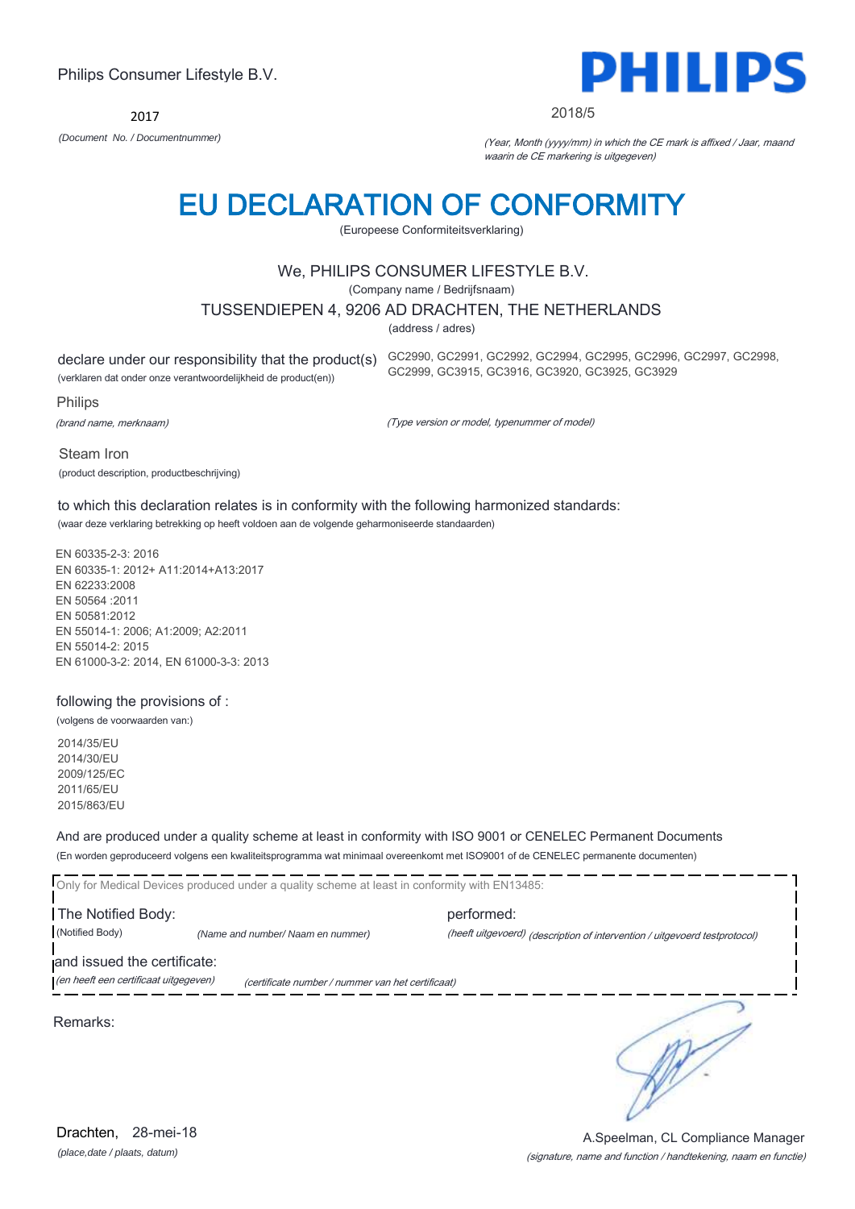Philips Consumer Lifestyle B.V.

2017

*(Document No. / Documentnummer)*

PHILIPS

2018/5

*(Year, Month (yyyy/mm) in which the CE mark is affixed / Jaar, maand waarin de CE markering is uitgegeven)*

# EU DECLARATION OF CONFORMITY

(Europeese Conformiteitsverklaring)

We, PHILIPS CONSUMER LIFESTYLE B.V.

(Company name / Bedrijfsnaam)

TUSSENDIEPEN 4, 9206 AD DRACHTEN, THE NETHERLANDS

(address / adres)

declare under our responsibility that the product(s)
(verklaren dat onder onze verantwoordelijkheid de product(en))

GC2990, GC2991, GC2992, GC2994, GC2995, GC2996, GC2997, GC2998, GC2999, GC3915, GC3916, GC3920, GC3925, GC3929

Philips

*(brand name, merknaam)*

*(Type version or model, typenummer of model)*

Steam Iron

(product description, productbeschrijving)

to which this declaration relates is in conformity with the following harmonized standards:
(waar deze verklaring betrekking op heeft voldoen aan de volgende geharmoniseerde standaarden)

EN 60335-2-3: 2016
EN 60335-1: 2012+ A11:2014+A13:2017
EN 62233:2008
EN 50564 :2011
EN 50581:2012
EN 55014-1: 2006; A1:2009; A2:2011
EN 55014-2: 2015
EN 61000-3-2: 2014, EN 61000-3-3: 2013

following the provisions of :
(volgens de voorwaarden van:)

2014/35/EU
2014/30/EU
2009/125/EC
2011/65/EU
2015/863/EU

And are produced under a quality scheme at least in conformity with ISO 9001 or CENELEC Permanent Documents
(En worden geproduceerd volgens een kwaliteitsprogramma wat minimaal overeenkomt met ISO9001 of de CENELEC permanente documenten)

Only for Medical Devices produced under a quality scheme at least in conformity with EN13485:

The Notified Body: (Notified Body) *(Name and number/ Naam en nummer)*

performed: (heeft uitgevoerd) *(description of intervention / uitgevoerd testprotocol)*

and issued the certificate:
*(en heeft een certificaat uitgegeven)* *(certificate number / nummer van het certificaat)*

Remarks:

Drachten, 28-mei-18

*(place,date / plaats, datum)*

A.Speelman, CL Compliance Manager

*(signature, name and function / handtekening, naam en functie)*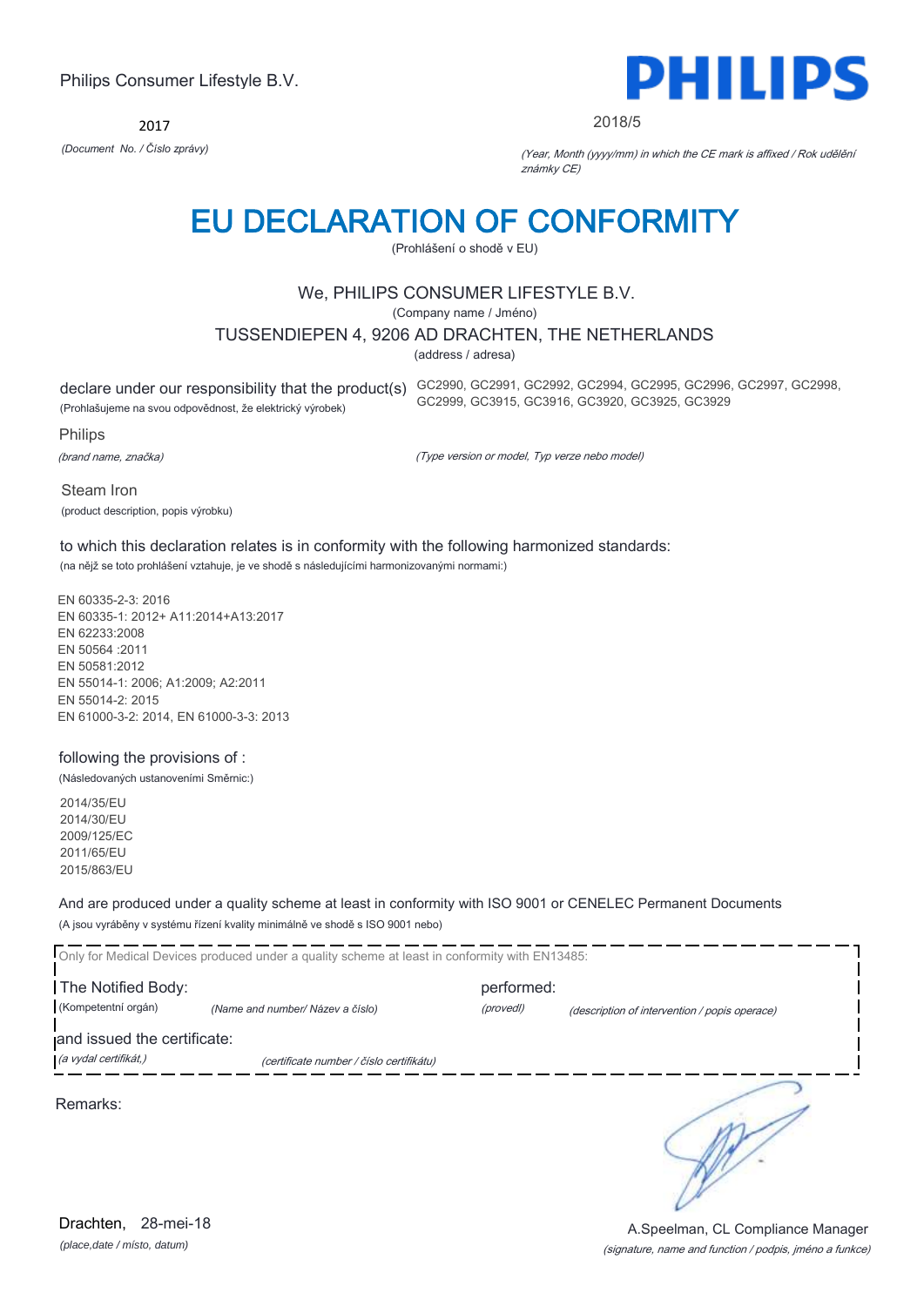Philips Consumer Lifestyle B.V.

**PHILIPS**

2017

*(Document No. / Číslo zprávy)*

2018/5

*(Year, Month (yyyy/mm) in which the CE mark is affixed / Rok udělění známky CE)*

# EU DECLARATION OF CONFORMITY

(Prohlášení o shodě v EU)

We, PHILIPS CONSUMER LIFESTYLE B.V.

(Company name / Jméno)

TUSSENDIEPEN 4, 9206 AD DRACHTEN, THE NETHERLANDS

(address / adresa)

declare under our responsibility that the product(s) GC2990, GC2991, GC2992, GC2994, GC2995, GC2996, GC2997, GC2998, GC2999, GC3915, GC3916, GC3920, GC3925, GC3929

(Prohlašujeme na svou odpovědnost, že elektrický výrobek)

Philips

*(brand name, značka)*

*(Type version or model, Typ verze nebo model)*

Steam Iron

(product description, popis výrobku)

to which this declaration relates is in conformity with the following harmonized standards:

(na nějž se toto prohlášení vztahuje, je ve shodě s následujícími harmonizovanými normami:)

EN 60335-2-3: 2016
EN 60335-1: 2012+ A11:2014+A13:2017
EN 62233:2008
EN 50564 :2011
EN 50581:2012
EN 55014-1: 2006; A1:2009; A2:2011
EN 55014-2: 2015
EN 61000-3-2: 2014, EN 61000-3-3: 2013

following the provisions of :

(Následovaných ustanoveními Směrnic:)

2014/35/EU
2014/30/EU
2009/125/EC
2011/65/EU
2015/863/EU

And are produced under a quality scheme at least in conformity with ISO 9001 or CENELEC Permanent Documents

(A jsou vyráběny v systému řízení kvality minimálně ve shodě s ISO 9001 nebo)

Only for Medical Devices produced under a quality scheme at least in conformity with EN13485:

The Notified Body: performed:

(Kompetentní orgán) *(Name and number/ Název a číslo)* *(provedl)* *(description of intervention / popis operace)*

and issued the certificate:

*(a vydal certifikát,)* *(certificate number / číslo certifikátu)*

Remarks:

Drachten, 28-mei-18

*(place,date / místo, datum)*

A.Speelman, CL Compliance Manager

*(signature, name and function / podpis, jméno a funkce)*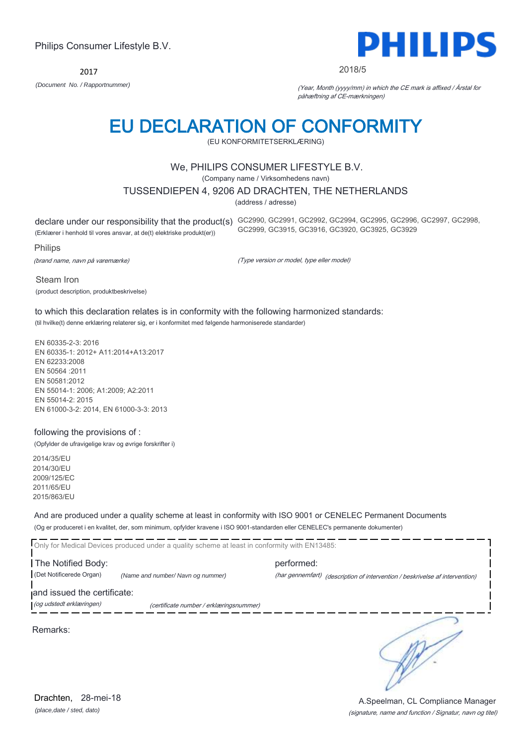Philips Consumer Lifestyle B.V.

**PHILIPS**

2017

*(Document No. / Rapportnummer)*

2018/5

*(Year, Month (yyyy/mm) in which the CE mark is affixed / Årstal for påhæftning af CE-mærkningen)*

# EU DECLARATION OF CONFORMITY

(EU KONFORMITETSERKLÆRING)

We, PHILIPS CONSUMER LIFESTYLE B.V.

(Company name / Virksomhedens navn)

TUSSENDIEPEN 4, 9206 AD DRACHTEN, THE NETHERLANDS

(address / adresse)

declare under our responsibility that the product(s)
(Erklærer i henhold til vores ansvar, at de(t) elektriske produkt(er))

GC2990, GC2991, GC2992, GC2994, GC2995, GC2996, GC2997, GC2998, GC2999, GC3915, GC3916, GC3920, GC3925, GC3929

Philips

*(brand name, navn på varemærke)*

*(Type version or model, type eller model)*

Steam Iron

(product description, produktbeskrivelse)

to which this declaration relates is in conformity with the following harmonized standards:

(til hvilke(t) denne erklæring relaterer sig, er i konformitet med følgende harmoniserede standarder)

EN 60335-2-3: 2016
EN 60335-1: 2012+ A11:2014+A13:2017
EN 62233:2008
EN 50564 :2011
EN 50581:2012
EN 55014-1: 2006; A1:2009; A2:2011
EN 55014-2: 2015
EN 61000-3-2: 2014, EN 61000-3-3: 2013

following the provisions of :

(Opfylder de ufravigelige krav og øvrige forskrifter i)

2014/35/EU
2014/30/EU
2009/125/EC
2011/65/EU
2015/863/EU

And are produced under a quality scheme at least in conformity with ISO 9001 or CENELEC Permanent Documents

(Og er produceret i en kvalitet, der, som minimum, opfylder kravene i ISO 9001-standarden eller CENELEC's permanente dokumenter)

Only for Medical Devices produced under a quality scheme at least in conformity with EN13485:

The Notified Body: (Det Notificerede Organ) *(Name and number/ Navn og nummer)*

performed: *(har gennemført)* *(description of intervention / beskrivelse af intervention)*

and issued the certificate: *(og udstedt erklæringen)* *(certificate number / erklæringsnummer)*

Remarks:

Drachten, 28-mei-18

*(place,date / sted, dato)*

A.Speelman, CL Compliance Manager

*(signature, name and function / Signatur, navn og titel)*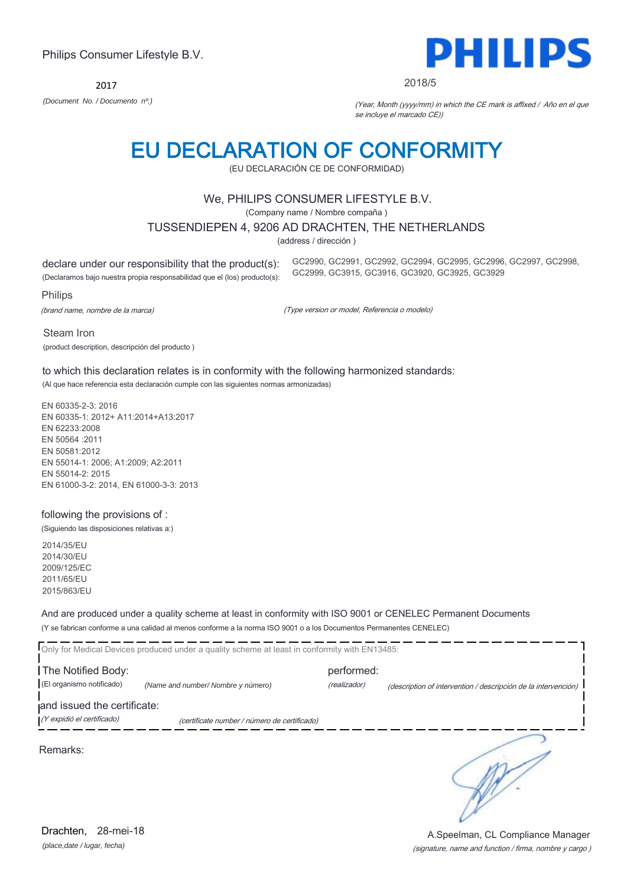Philips Consumer Lifestyle B.V.

2017

*(Document No. / Documento nº.)*

**PHILIPS**

2018/5

*(Year, Month (yyyy/mm) in which the CE mark is affixed / Año en el que se incluye el marcado CE))*

# EU DECLARATION OF CONFORMITY

(EU DECLARACIÓN CE DE CONFORMIDAD)

We, PHILIPS CONSUMER LIFESTYLE B.V.

(Company name / Nombre compaña )

TUSSENDIEPEN 4, 9206 AD DRACHTEN, THE NETHERLANDS

(address / dirección )

declare under our responsibility that the product(s):

(Declaramos bajo nuestra propia responsabilidad que el (los) producto(s):

GC2990, GC2991, GC2992, GC2994, GC2995, GC2996, GC2997, GC2998, GC2999, GC3915, GC3916, GC3920, GC3925, GC3929

Philips

*(brand name, nombre de la marca)*

*(Type version or model, Referencia o modelo)*

Steam Iron

(product description, descripción del producto )

to which this declaration relates is in conformity with the following harmonized standards:

(Al que hace referencia esta declaración cumple con las siguientes normas armonizadas)

EN 60335-2-3: 2016
EN 60335-1: 2012+ A11:2014+A13:2017
EN 62233:2008
EN 50564 :2011
EN 50581:2012
EN 55014-1: 2006; A1:2009; A2:2011
EN 55014-2: 2015
EN 61000-3-2: 2014, EN 61000-3-3: 2013

following the provisions of :

(Siguiendo las disposiciones relativas a:)

2014/35/EU
2014/30/EU
2009/125/EC
2011/65/EU
2015/863/EU

And are produced under a quality scheme at least in conformity with ISO 9001 or CENELEC Permanent Documents

(Y se fabrican conforme a una calidad al menos conforme a la norma ISO 9001 o a los Documentos Permanentes CENELEC)

Only for Medical Devices produced under a quality scheme at least in conformity with EN13485:

The Notified Body: (El organismo notificado) *(Name and number/ Nombre y número)*

performed: *(realizador)* *(description of intervention / descripción de la intervención)*

and issued the certificate: *(Y expidió el certificado)* *(certificate number / número de certificado)*

Remarks:

Drachten, 28-mei-18

*(place,date / lugar, fecha)*

A.Speelman, CL Compliance Manager

*(signature, name and function / firma, nombre y cargo )*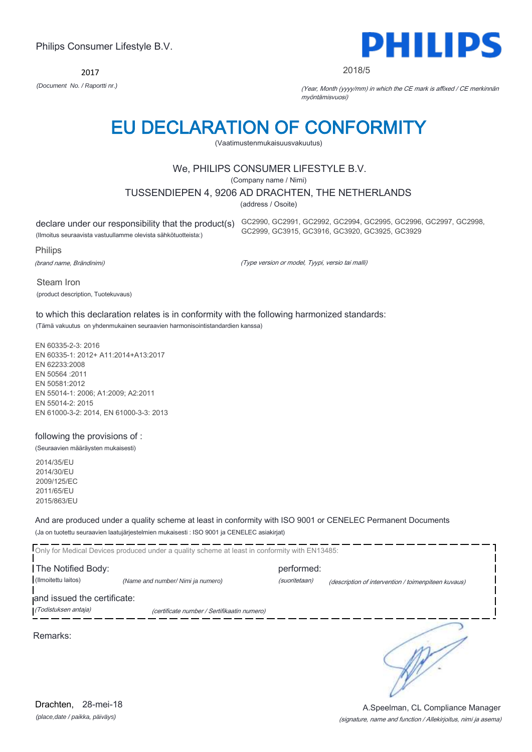Philips Consumer Lifestyle B.V.

**PHILIPS**

2017

*(Document No. / Raportti nr.)*

2018/5

*(Year, Month (yyyy/mm) in which the CE mark is affixed / CE merkinnän myöntämisvuosi)*

# EU DECLARATION OF CONFORMITY

(Vaatimustenmukaisuusvakuutus)

We, PHILIPS CONSUMER LIFESTYLE B.V.

(Company name / Nimi)

TUSSENDIEPEN 4, 9206 AD DRACHTEN, THE NETHERLANDS

(address / Osoite)

declare under our responsibility that the product(s)
(Ilmoitus seuraavista vastuullamme olevista sähkötuotteista:)

GC2990, GC2991, GC2992, GC2994, GC2995, GC2996, GC2997, GC2998, GC2999, GC3915, GC3916, GC3920, GC3925, GC3929

Philips

*(brand name, Brändinimi)*

*(Type version or model, Tyypi, versio tai malli)*

Steam Iron

(product description, Tuotekuvaus)

to which this declaration relates is in conformity with the following harmonized standards:

(Tämä vakuutus on yhdenmukainen seuraavien harmonisointistandardien kanssa)

EN 60335-2-3: 2016
EN 60335-1: 2012+ A11:2014+A13:2017
EN 62233:2008
EN 50564 :2011
EN 50581:2012
EN 55014-1: 2006; A1:2009; A2:2011
EN 55014-2: 2015
EN 61000-3-2: 2014, EN 61000-3-3: 2013

following the provisions of :

(Seuraavien määräysten mukaisesti)

2014/35/EU
2014/30/EU
2009/125/EC
2011/65/EU
2015/863/EU

And are produced under a quality scheme at least in conformity with ISO 9001 or CENELEC Permanent Documents

(Ja on tuotettu seuraavien laatujärjestelmien mukaisesti : ISO 9001 ja CENELEC asiakirjat)

Only for Medical Devices produced under a quality scheme at least in conformity with EN13485:

The Notified Body:
(Ilmoitettu laitos) *(Name and number/ Nimi ja numero)*

performed:
*(suoritetaan)* *(description of intervention / toimenpiteen kuvaus)*

and issued the certificate:
*(Todistuksen antaja)* *(certificate number / Sertifikaatin numero)*

Remarks:

Drachten, 28-mei-18

*(place,date / paikka, päiväys)*

A.Speelman, CL Compliance Manager

*(signature, name and function / Allekirjoitus, nimi ja asema)*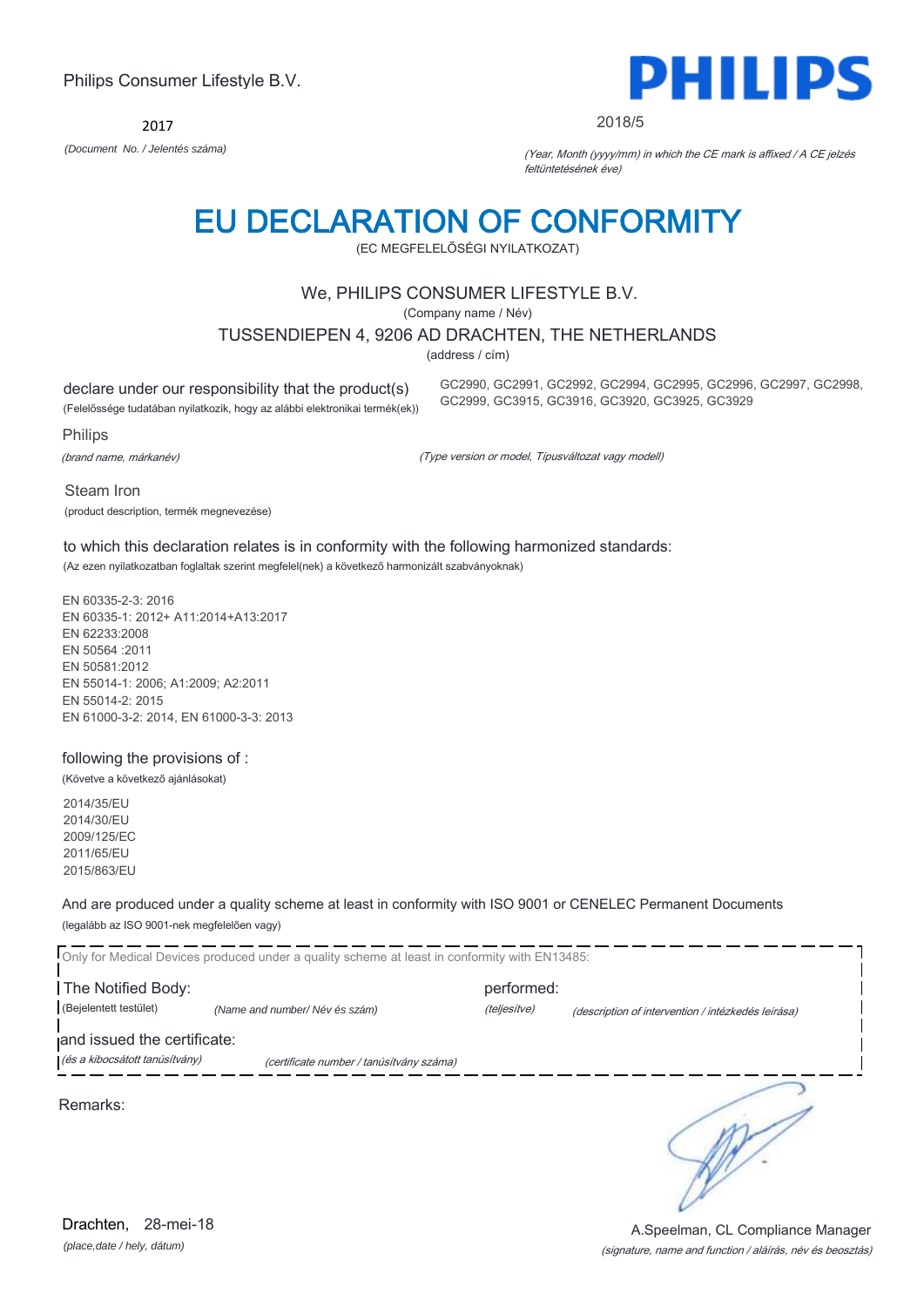Philips Consumer Lifestyle B.V.

PHILIPS

2017

*(Document No. / Jelentés száma)*

2018/5

*(Year, Month (yyyy/mm) in which the CE mark is affixed / A CE jelzés feltüntetésének éve)*

# EU DECLARATION OF CONFORMITY

(EC MEGFELELŐSÉGI NYILATKOZAT)

We, PHILIPS CONSUMER LIFESTYLE B.V.

(Company name / Név)

TUSSENDIEPEN 4, 9206 AD DRACHTEN, THE NETHERLANDS

(address / cím)

declare under our responsibility that the product(s)
(Felelőssége tudatában nyilatkozik, hogy az alábbi elektronikai termék(ek))

GC2990, GC2991, GC2992, GC2994, GC2995, GC2996, GC2997, GC2998, GC2999, GC3915, GC3916, GC3920, GC3925, GC3929

Philips

*(brand name, márkanév)*

*(Type version or model, Típusváltozat vagy modell)*

Steam Iron

(product description, termék megnevezése)

to which this declaration relates is in conformity with the following harmonized standards:
(Az ezen nyilatkozatban foglaltak szerint megfelel(nek) a következő harmonizált szabványoknak)

EN 60335-2-3: 2016
EN 60335-1: 2012+ A11:2014+A13:2017
EN 62233:2008
EN 50564 :2011
EN 50581:2012
EN 55014-1: 2006; A1:2009; A2:2011
EN 55014-2: 2015
EN 61000-3-2: 2014, EN 61000-3-3: 2013

following the provisions of :
(Követve a következő ajánlásokat)

2014/35/EU
2014/30/EU
2009/125/EC
2011/65/EU
2015/863/EU

And are produced under a quality scheme at least in conformity with ISO 9001 or CENELEC Permanent Documents
(legalább az ISO 9001-nek megfelelően vagy)

Only for Medical Devices produced under a quality scheme at least in conformity with EN13485:

The Notified Body: (Bejelentett testület) *(Name and number/ Név és szám)*

performed: *(teljesítve)* *(description of intervention / intézkedés leírása)*

and issued the certificate: *(és a kibocsátott tanúsítvány)* *(certificate number / tanúsítvány száma)*

Remarks:

Drachten, 28-mei-18
*(place,date / hely, dátum)*

A.Speelman, CL Compliance Manager
*(signature, name and function / aláírás, név és beosztás)*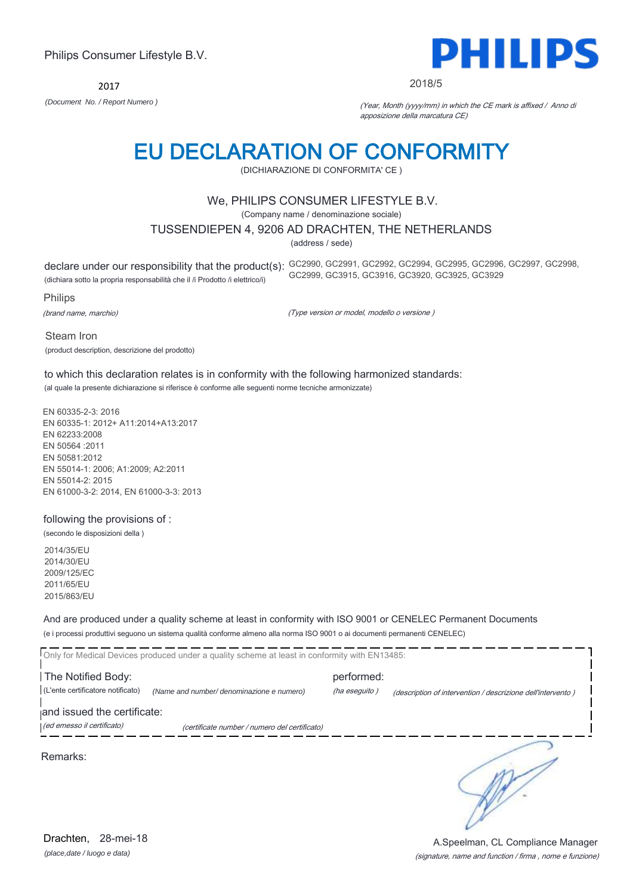Philips Consumer Lifestyle B.V.

2017

*(Document No. / Report Numero )*

**PHILIPS**

2018/5

*(Year, Month (yyyy/mm) in which the CE mark is affixed / Anno di apposizione della marcatura CE)*

# EU DECLARATION OF CONFORMITY

(DICHIARAZIONE DI CONFORMITA' CE )

We, PHILIPS CONSUMER LIFESTYLE B.V.

(Company name / denominazione sociale)

TUSSENDIEPEN 4, 9206 AD DRACHTEN, THE NETHERLANDS

(address / sede)

declare under our responsibility that the product(s): GC2990, GC2991, GC2992, GC2994, GC2995, GC2996, GC2997, GC2998, GC2999, GC3915, GC3916, GC3920, GC3925, GC3929

(dichiara sotto la propria responsabilità che il /i Prodotto /i elettrico/i)

Philips

*(brand name, marchio)*

*(Type version or model, modello o versione )*

Steam Iron

(product description, descrizione del prodotto)

to which this declaration relates is in conformity with the following harmonized standards:

(al quale la presente dichiarazione si riferisce è conforme alle seguenti norme tecniche armonizzate)

EN 60335-2-3: 2016
EN 60335-1: 2012+ A11:2014+A13:2017
EN 62233:2008
EN 50564 :2011
EN 50581:2012
EN 55014-1: 2006; A1:2009; A2:2011
EN 55014-2: 2015
EN 61000-3-2: 2014, EN 61000-3-3: 2013

following the provisions of :

(secondo le disposizioni della )

2014/35/EU
2014/30/EU
2009/125/EC
2011/65/EU
2015/863/EU

And are produced under a quality scheme at least in conformity with ISO 9001 or CENELEC Permanent Documents

(e i processi produttivi seguono un sistema qualità conforme almeno alla norma ISO 9001 o ai documenti permanenti CENELEC)

Only for Medical Devices produced under a quality scheme at least in conformity with EN13485:

The Notified Body: performed:

(L'ente certificatore notificato) *(Name and number/ denominazione e numero)* *(ha eseguito )* *(description of intervention / descrizione dell'intervento )*

and issued the certificate:

*(ed emesso il certificato)* *(certificate number / numero del certificato)*

Remarks:

Drachten, 28-mei-18

*(place,date / luogo e data)*

A.Speelman, CL Compliance Manager

*(signature, name and function / firma , nome e funzione)*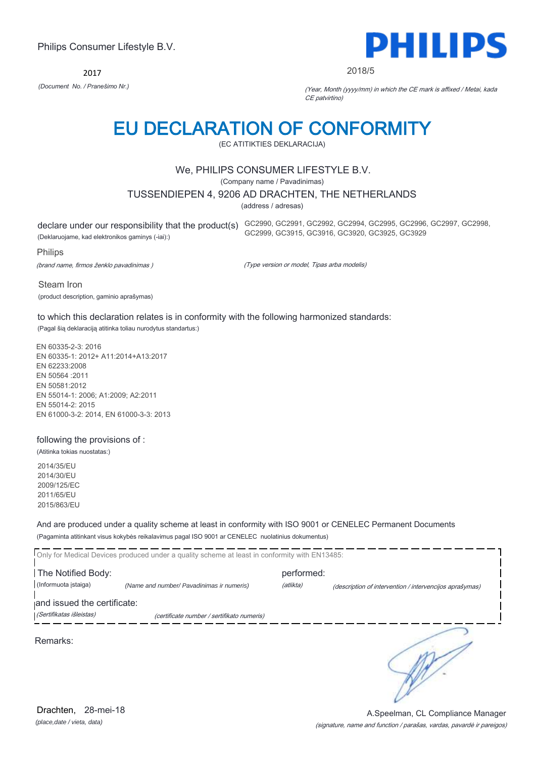Philips Consumer Lifestyle B.V.

2017

*(Document No. / Pranešimo Nr.)*

PHILIPS

2018/5

*(Year, Month (yyyy/mm) in which the CE mark is affixed / Metai, kada CE patvirtino)*

# EU DECLARATION OF CONFORMITY

(EC ATITIKTIES DEKLARACIJA)

We, PHILIPS CONSUMER LIFESTYLE B.V.

(Company name / Pavadinimas)

TUSSENDIEPEN 4, 9206 AD DRACHTEN, THE NETHERLANDS

(address / adresas)

declare under our responsibility that the product(s) GC2990, GC2991, GC2992, GC2994, GC2995, GC2996, GC2997, GC2998, GC2999, GC3915, GC3916, GC3920, GC3925, GC3929

(Deklaruojame, kad elektronikos gaminys (-iai):)

Philips

*(brand name, firmos ženklo pavadinimas )*

*(Type version or model, Tipas arba modelis)*

Steam Iron

(product description, gaminio aprašymas)

to which this declaration relates is in conformity with the following harmonized standards:

(Pagal šią deklaraciją atitinka toliau nurodytus standartus:)

EN 60335-2-3: 2016
EN 60335-1: 2012+ A11:2014+A13:2017
EN 62233:2008
EN 50564 :2011
EN 50581:2012
EN 55014-1: 2006; A1:2009; A2:2011
EN 55014-2: 2015
EN 61000-3-2: 2014, EN 61000-3-3: 2013

following the provisions of :

(Atitinka tokias nuostatas:)

2014/35/EU
2014/30/EU
2009/125/EC
2011/65/EU
2015/863/EU

And are produced under a quality scheme at least in conformity with ISO 9001 or CENELEC Permanent Documents

(Pagaminta atitinkant visus kokybės reikalavimus pagal ISO 9001 ar CENELEC nuolatinius dokumentus)

Only for Medical Devices produced under a quality scheme at least in conformity with EN13485:

The Notified Body: performed:

(Informuota įstaiga) *(Name and number/ Pavadinimas ir numeris)* *(atlikta)* *(description of intervention / intervencijos aprašymas)*

and issued the certificate:

*(Sertifikatas išleistas)* *(certificate number / sertifikato numeris)*

Remarks:

Drachten, 28-mei-18

*(place,date / vieta, data)*

A.Speelman, CL Compliance Manager

*(signature, name and function / parašas, vardas, pavardė ir pareigos)*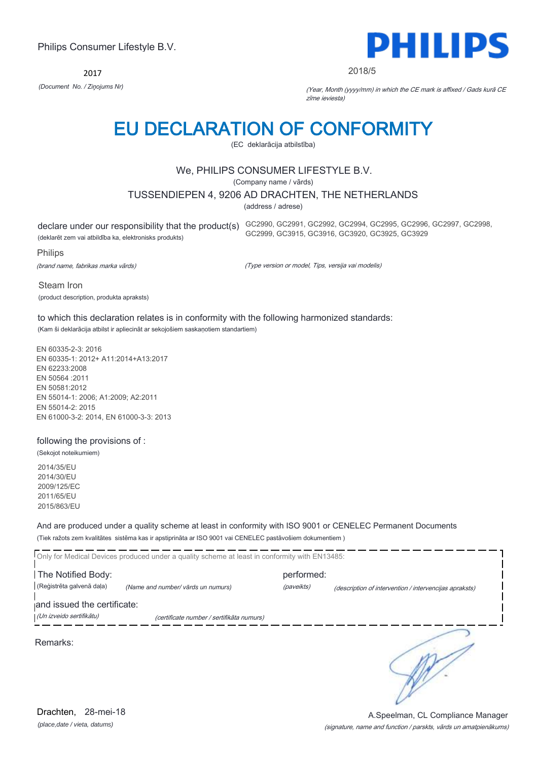Philips Consumer Lifestyle B.V.

PHILIPS

2017

*(Document No. / Ziņojums Nr)*

2018/5

*(Year, Month (yyyy/mm) in which the CE mark is affixed / Gads kurā CE zīme ieviesta)*

# EU DECLARATION OF CONFORMITY

(EC deklarācija atbilstība)

We, PHILIPS CONSUMER LIFESTYLE B.V.

(Company name / vārds)

TUSSENDIEPEN 4, 9206 AD DRACHTEN, THE NETHERLANDS

(address / adrese)

declare under our responsibility that the product(s)
(deklarēt zem vai atbildība ka, elektronisks produkts)

GC2990, GC2991, GC2992, GC2994, GC2995, GC2996, GC2997, GC2998, GC2999, GC3915, GC3916, GC3920, GC3925, GC3929

Philips

*(brand name, fabrikas marka vārds)*

*(Type version or model, Tips, versija vai modelis)*

Steam Iron

(product description, produkta apraksts)

to which this declaration relates is in conformity with the following harmonized standards:

(Kam ši deklarācija atbilst ir apliecināt ar sekojošiem saskaņotiem standartiem)

EN 60335-2-3: 2016
EN 60335-1: 2012+ A11:2014+A13:2017
EN 62233:2008
EN 50564 :2011
EN 50581:2012
EN 55014-1: 2006; A1:2009; A2:2011
EN 55014-2: 2015
EN 61000-3-2: 2014, EN 61000-3-3: 2013

following the provisions of :

(Sekojot noteikumiem)

2014/35/EU
2014/30/EU
2009/125/EC
2011/65/EU
2015/863/EU

And are produced under a quality scheme at least in conformity with ISO 9001 or CENELEC Permanent Documents

(Tiek ražots zem kvalitātes sistēma kas ir apstiprināta ar ISO 9001 vai CENELEC pastāvošiem dokumentiem )

Only for Medical Devices produced under a quality scheme at least in conformity with EN13485:

The Notified Body:
(Reģistrēta galvenā daļa) *(Name and number/ vārds un numurs)*

performed:
*(paveikts)* *(description of intervention / intervencijas apraksts)*

and issued the certificate:
*(Un izveido sertifikātu)* *(certificate number / sertifikāta numurs)*

Remarks:

Drachten, 28-mei-18

*(place,date / vieta, datums)*

A.Speelman, CL Compliance Manager

*(signature, name and function / parskts, vārds un amatpienākums)*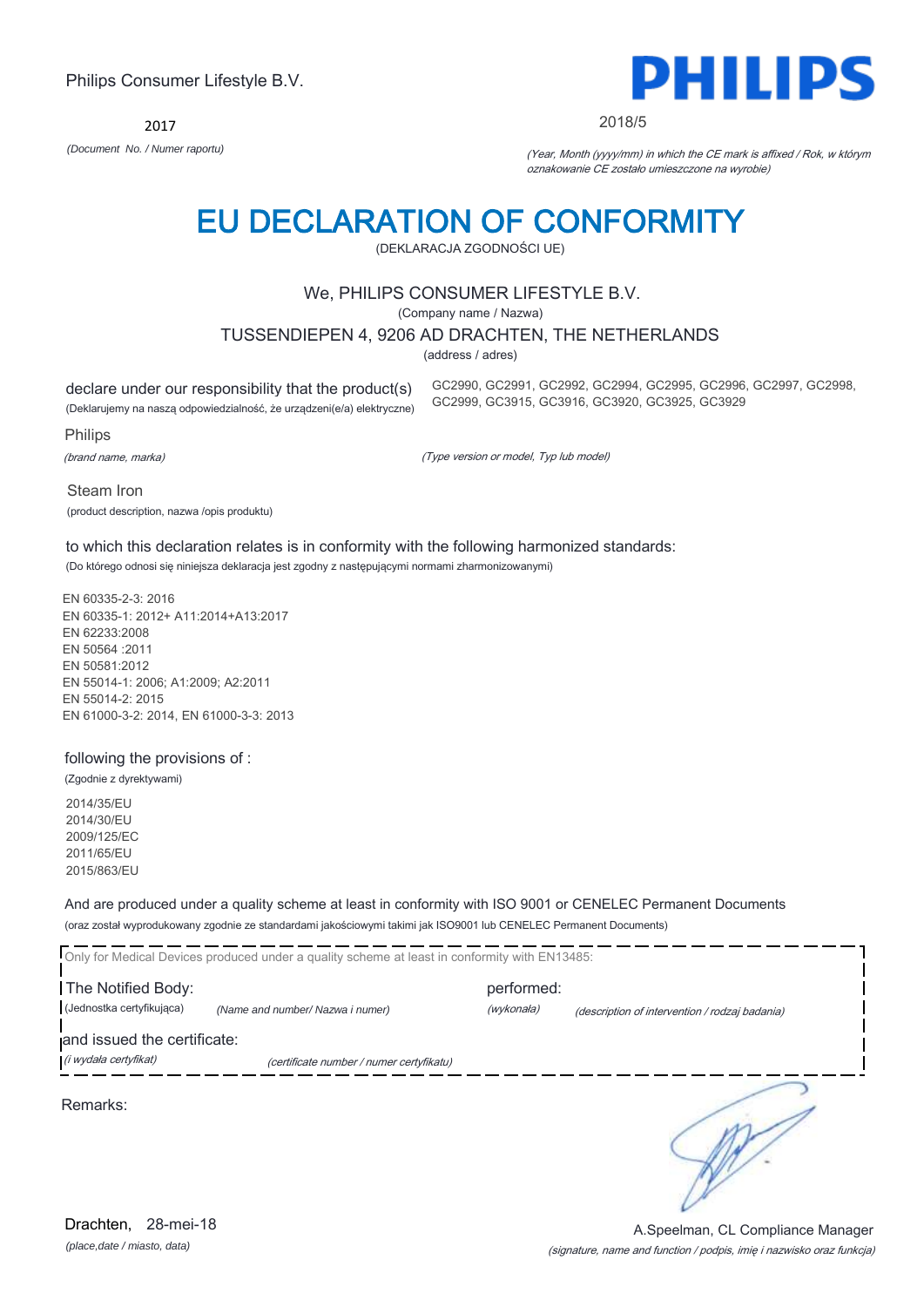Philips Consumer Lifestyle B.V.

**PHILIPS**

2017

*(Document No. / Numer raportu)*

2018/5

*(Year, Month (yyyy/mm) in which the CE mark is affixed / Rok, w którym oznakowanie CE zostało umieszczone na wyrobie)*

# EU DECLARATION OF CONFORMITY

(DEKLARACJA ZGODNOŚCI UE)

We, PHILIPS CONSUMER LIFESTYLE B.V.

(Company name / Nazwa)

TUSSENDIEPEN 4, 9206 AD DRACHTEN, THE NETHERLANDS

(address / adres)

declare under our responsibility that the product(s)
(Deklarujemy na naszą odpowiedzialność, że urządzeni(e/a) elektryczne)

GC2990, GC2991, GC2992, GC2994, GC2995, GC2996, GC2997, GC2998, GC2999, GC3915, GC3916, GC3920, GC3925, GC3929

Philips

*(brand name, marka)*

*(Type version or model, Typ lub model)*

Steam Iron

(product description, nazwa /opis produktu)

to which this declaration relates is in conformity with the following harmonized standards:

(Do którego odnosi się niniejsza deklaracja jest zgodny z następującymi normami zharmonizowanymi)

EN 60335-2-3: 2016
EN 60335-1: 2012+ A11:2014+A13:2017
EN 62233:2008
EN 50564 :2011
EN 50581:2012
EN 55014-1: 2006; A1:2009; A2:2011
EN 55014-2: 2015
EN 61000-3-2: 2014, EN 61000-3-3: 2013

following the provisions of :

(Zgodnie z dyrektywami)

2014/35/EU
2014/30/EU
2009/125/EC
2011/65/EU
2015/863/EU

And are produced under a quality scheme at least in conformity with ISO 9001 or CENELEC Permanent Documents

(oraz został wyprodukowany zgodnie ze standardami jakościowymi takimi jak ISO9001 lub CENELEC Permanent Documents)

Only for Medical Devices produced under a quality scheme at least in conformity with EN13485:

The Notified Body: (Jednostka certyfikująca) *(Name and number/ Nazwa i numer)*

performed: *(wykonała)* *(description of intervention / rodzaj badania)*

and issued the certificate: *(i wydała certyfikat)* *(certificate number / numer certyfikatu)*

Remarks:

Drachten, 28-mei-18

*(place,date / miasto, data)*

A.Speelman, CL Compliance Manager

*(signature, name and function / podpis, imię i nazwisko oraz funkcja)*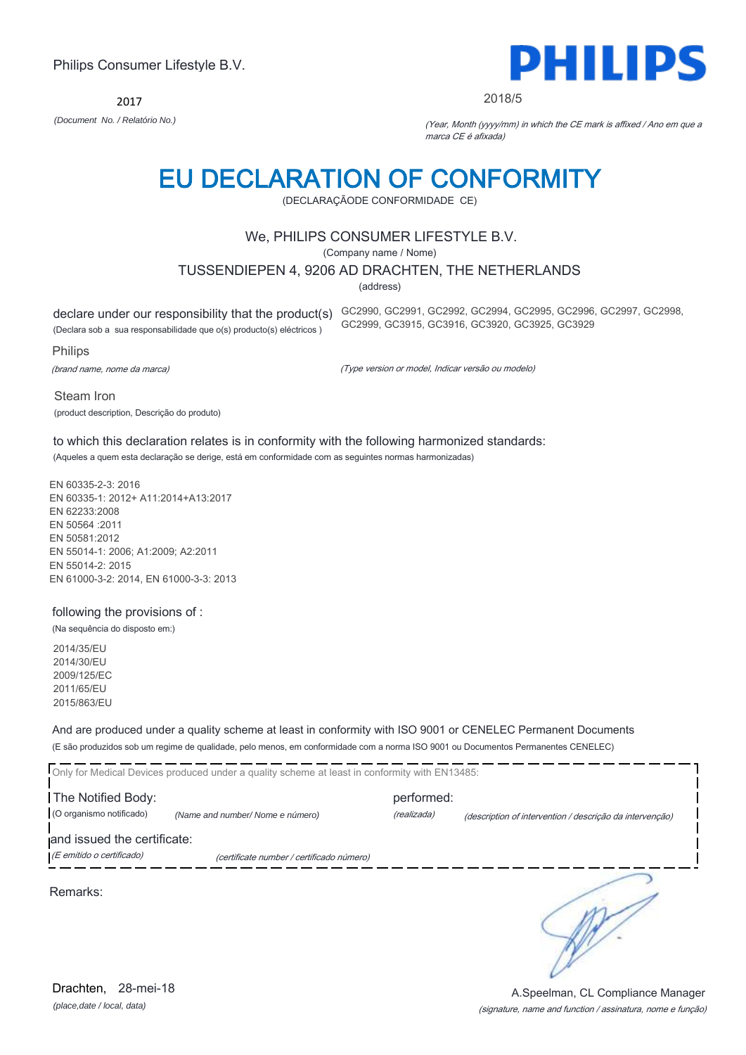Philips Consumer Lifestyle B.V.

2017

*(Document No. / Relatório No.)*

**PHILIPS**

2018/5

*(Year, Month (yyyy/mm) in which the CE mark is affixed / Ano em que a marca CE é afixada)*

# EU DECLARATION OF CONFORMITY

(DECLARAÇÃODE CONFORMIDADE CE)

We, PHILIPS CONSUMER LIFESTYLE B.V.

(Company name / Nome)

TUSSENDIEPEN 4, 9206 AD DRACHTEN, THE NETHERLANDS

(address)

declare under our responsibility that the product(s)
(Declara sob a sua responsabilidade que o(s) producto(s) eléctricos )

GC2990, GC2991, GC2992, GC2994, GC2995, GC2996, GC2997, GC2998, GC2999, GC3915, GC3916, GC3920, GC3925, GC3929

Philips

*(brand name, nome da marca)*

*(Type version or model, Indicar versão ou modelo)*

Steam Iron

(product description, Descrição do produto)

to which this declaration relates is in conformity with the following harmonized standards:
(Aqueles a quem esta declaração se derige, está em conformidade com as seguintes normas harmonizadas)

EN 60335-2-3: 2016
EN 60335-1: 2012+ A11:2014+A13:2017
EN 62233:2008
EN 50564 :2011
EN 50581:2012
EN 55014-1: 2006; A1:2009; A2:2011
EN 55014-2: 2015
EN 61000-3-2: 2014, EN 61000-3-3: 2013

following the provisions of :
(Na sequência do disposto em:)

2014/35/EU
2014/30/EU
2009/125/EC
2011/65/EU
2015/863/EU

And are produced under a quality scheme at least in conformity with ISO 9001 or CENELEC Permanent Documents
(E são produzidos sob um regime de qualidade, pelo menos, em conformidade com a norma ISO 9001 ou Documentos Permanentes CENELEC)

Only for Medical Devices produced under a quality scheme at least in conformity with EN13485:

The Notified Body: (O organismo notificado) *(Name and number/ Nome e número)*

performed: *(realizada)* *(description of intervention / descrição da intervenção)*

and issued the certificate:
*(E emitido o certificado)* *(certificate number / certificado número)*

Remarks:

Drachten, 28-mei-18
*(place,date / local, data)*

A.Speelman, CL Compliance Manager
*(signature, name and function / assinatura, nome e função)*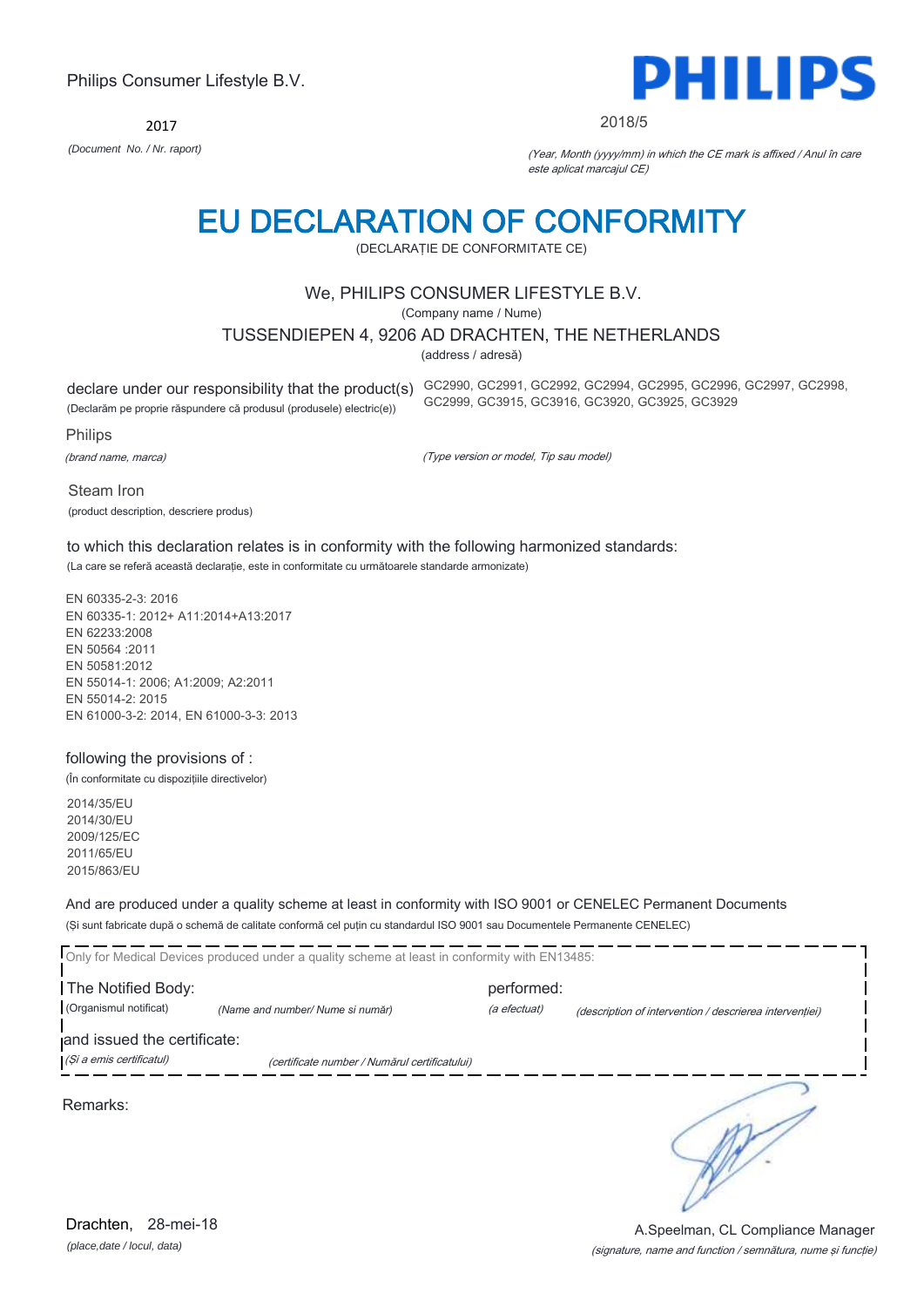Philips Consumer Lifestyle B.V.

2017

*(Document No. / Nr. raport)*

PHILIPS

2018/5

*(Year, Month (yyyy/mm) in which the CE mark is affixed / Anul în care este aplicat marcajul CE)*

# EU DECLARATION OF CONFORMITY

(DECLARAȚIE DE CONFORMITATE CE)

We, PHILIPS CONSUMER LIFESTYLE B.V.

(Company name / Nume)

TUSSENDIEPEN 4, 9206 AD DRACHTEN, THE NETHERLANDS

(address / adresă)

declare under our responsibility that the product(s)
(Declarăm pe proprie răspundere că produsul (produsele) electric(e))

GC2990, GC2991, GC2992, GC2994, GC2995, GC2996, GC2997, GC2998, GC2999, GC3915, GC3916, GC3920, GC3925, GC3929

Philips

*(brand name, marca)*

*(Type version or model, Tip sau model)*

Steam Iron

(product description, descriere produs)

to which this declaration relates is in conformity with the following harmonized standards:
(La care se referă această declarație, este in conformitate cu următoarele standarde armonizate)

EN 60335-2-3: 2016
EN 60335-1: 2012+ A11:2014+A13:2017
EN 62233:2008
EN 50564 :2011
EN 50581:2012
EN 55014-1: 2006; A1:2009; A2:2011
EN 55014-2: 2015
EN 61000-3-2: 2014, EN 61000-3-3: 2013

following the provisions of :
(În conformitate cu dispozițiile directivelor)

2014/35/EU
2014/30/EU
2009/125/EC
2011/65/EU
2015/863/EU

And are produced under a quality scheme at least in conformity with ISO 9001 or CENELEC Permanent Documents
(Și sunt fabricate după o schemă de calitate conformă cel puțin cu standardul ISO 9001 sau Documentele Permanente CENELEC)

Only for Medical Devices produced under a quality scheme at least in conformity with EN13485:

The Notified Body: (Organismul notificat) *(Name and number/ Nume si număr)* performed: *(a efectuat)* *(description of intervention / descrierea intervenției)*

and issued the certificate: *(Și a emis certificatul)* *(certificate number / Numărul certificatului)*

Remarks:

Drachten, 28-mei-18

*(place,date / locul, data)*

A.Speelman, CL Compliance Manager

*(signature, name and function / semnătura, nume și funcție)*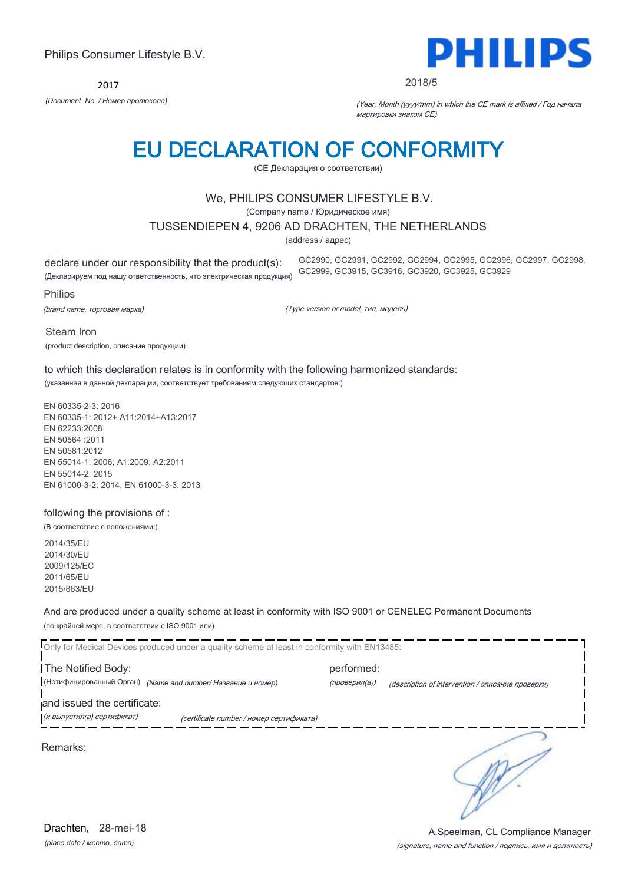Philips Consumer Lifestyle B.V.

**PHILIPS**

2017

*(Document No. / Номер протокола)*

2018/5

*(Year, Month (yyyy/mm) in which the CE mark is affixed / Год начала маркировки знаком CE)*

# EU DECLARATION OF CONFORMITY

(CE Декларация о соответствии)

We, PHILIPS CONSUMER LIFESTYLE B.V.

(Company name / Юридическое имя)

TUSSENDIEPEN 4, 9206 AD DRACHTEN, THE NETHERLANDS

(address / адрес)

declare under our responsibility that the product(s):

(Декларируем под нашу ответственность, что электрическая продукция)

GC2990, GC2991, GC2992, GC2994, GC2995, GC2996, GC2997, GC2998, GC2999, GC3915, GC3916, GC3920, GC3925, GC3929

Philips

*(brand name, торговая марка)*

*(Type version or model, тип, модель)*

Steam Iron

(product description, описание продукции)

to which this declaration relates is in conformity with the following harmonized standards:

(указанная в данной декларации, соответствует требованиям следующих стандартов:)

EN 60335-2-3: 2016
EN 60335-1: 2012+ A11:2014+A13:2017
EN 62233:2008
EN 50564 :2011
EN 50581:2012
EN 55014-1: 2006; A1:2009; A2:2011
EN 55014-2: 2015
EN 61000-3-2: 2014, EN 61000-3-3: 2013

following the provisions of :

(В соответствие с положениями:)

2014/35/EU
2014/30/EU
2009/125/EC
2011/65/EU
2015/863/EU

And are produced under a quality scheme at least in conformity with ISO 9001 or CENELEC Permanent Documents

(по крайней мере, в соответствии с ISO 9001 или)

Only for Medical Devices produced under a quality scheme at least in conformity with EN13485:

The Notified Body: (Нотифицированный Орган) *(Name and number/ Название и номер)*

performed: *(проверил(а))* *(description of intervention / описание проверки)*

and issued the certificate:

*(и выпустил(а) сертификат)* *(certificate number / номер сертификата)*

Remarks:

Drachten, 28-mei-18

*(place,date / место, дата)*

A.Speelman, CL Compliance Manager

*(signature, name and function / подпись, имя и должность)*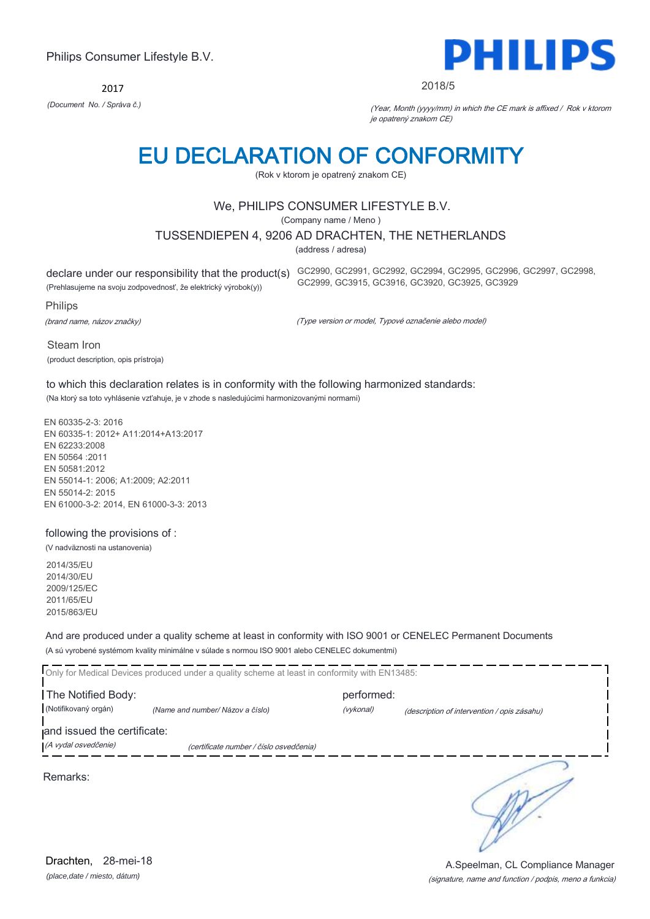Philips Consumer Lifestyle B.V.

2017

*(Document No. / Správa č.)*

PHILIPS

2018/5

*(Year, Month (yyyy/mm) in which the CE mark is affixed / Rok v ktorom je opatrený znakom CE)*

# EU DECLARATION OF CONFORMITY

(Rok v ktorom je opatrený znakom CE)

We, PHILIPS CONSUMER LIFESTYLE B.V.

(Company name / Meno )

TUSSENDIEPEN 4, 9206 AD DRACHTEN, THE NETHERLANDS

(address / adresa)

declare under our responsibility that the product(s) GC2990, GC2991, GC2992, GC2994, GC2995, GC2996, GC2997, GC2998, GC2999, GC3915, GC3916, GC3920, GC3925, GC3929

(Prehlasujeme na svoju zodpovednosť, že elektrický výrobok(y))

Philips

*(brand name, názov značky)*

*(Type version or model, Typové označenie alebo model)*

Steam Iron

(product description, opis prístroja)

to which this declaration relates is in conformity with the following harmonized standards:

(Na ktorý sa toto vyhlásenie vzťahuje, je v zhode s nasledujúcimi harmonizovanými normami)

EN 60335-2-3: 2016
EN 60335-1: 2012+ A11:2014+A13:2017
EN 62233:2008
EN 50564 :2011
EN 50581:2012
EN 55014-1: 2006; A1:2009; A2:2011
EN 55014-2: 2015
EN 61000-3-2: 2014, EN 61000-3-3: 2013

following the provisions of :

(V nadväznosti na ustanovenia)

2014/35/EU
2014/30/EU
2009/125/EC
2011/65/EU
2015/863/EU

And are produced under a quality scheme at least in conformity with ISO 9001 or CENELEC Permanent Documents

(A sú vyrobené systémom kvality minimálne v súlade s normou ISO 9001 alebo CENELEC dokumentmi)

Only for Medical Devices produced under a quality scheme at least in conformity with EN13485:

The Notified Body: performed:

(Notifikovaný orgán) *(Name and number/ Názov a číslo)* *(vykonal)* *(description of intervention / opis zásahu)*

and issued the certificate:

*(A vydal osvedčenie)* *(certificate number / číslo osvedčenia)*

Remarks:

Drachten, 28-mei-18

*(place,date / miesto, dátum)*

A.Speelman, CL Compliance Manager

*(signature, name and function / podpis, meno a funkcia)*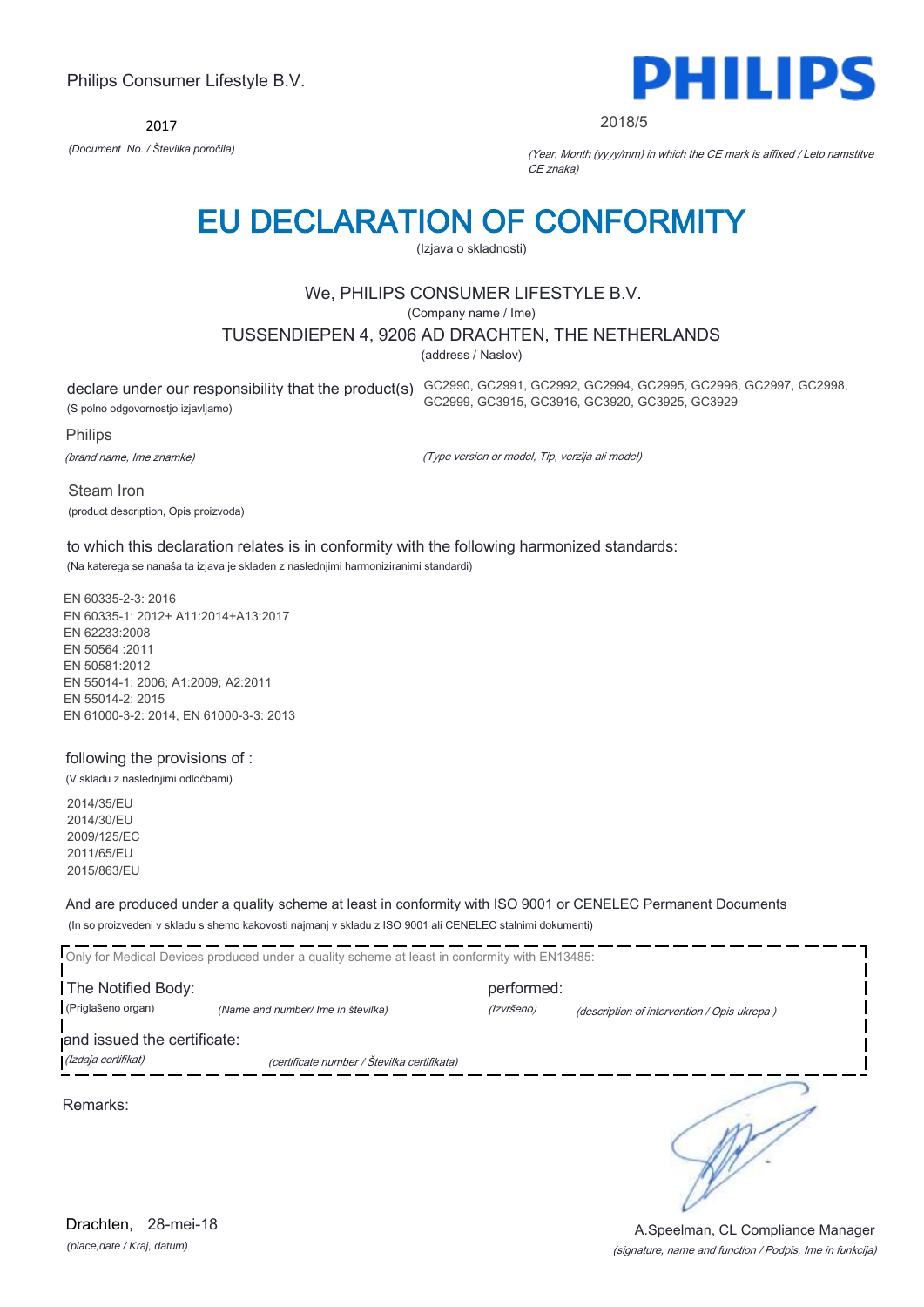Philips Consumer Lifestyle B.V.

2017

*(Document No. / Številka poročila)*

**PHILIPS**

2018/5

*(Year, Month (yyyy/mm) in which the CE mark is affixed / Leto namstitve CE znaka)*

# EU DECLARATION OF CONFORMITY

(Izjava o skladnosti)

We, PHILIPS CONSUMER LIFESTYLE B.V.

(Company name / Ime)

TUSSENDIEPEN 4, 9206 AD DRACHTEN, THE NETHERLANDS

(address / Naslov)

declare under our responsibility that the product(s) GC2990, GC2991, GC2992, GC2994, GC2995, GC2996, GC2997, GC2998, GC2999, GC3915, GC3916, GC3920, GC3925, GC3929

(S polno odgovornostjo izjavljamo)

Philips

*(brand name, Ime znamke)*

*(Type version or model, Tip, verzija ali model)*

Steam Iron

(product description, Opis proizvoda)

to which this declaration relates is in conformity with the following harmonized standards:

(Na katerega se nanaša ta izjava je skladen z naslednjimi harmoniziranimi standardi)

EN 60335-2-3: 2016
EN 60335-1: 2012+ A11:2014+A13:2017
EN 62233:2008
EN 50564 :2011
EN 50581:2012
EN 55014-1: 2006; A1:2009; A2:2011
EN 55014-2: 2015
EN 61000-3-2: 2014, EN 61000-3-3: 2013

following the provisions of :

(V skladu z naslednjimi odločbami)

2014/35/EU
2014/30/EU
2009/125/EC
2011/65/EU
2015/863/EU

And are produced under a quality scheme at least in conformity with ISO 9001 or CENELEC Permanent Documents

(In so proizvedeni v skladu s shemo kakovosti najmanj v skladu z ISO 9001 ali CENELEC stalnimi dokumenti)

Only for Medical Devices produced under a quality scheme at least in conformity with EN13485:

The Notified Body: (Priglašeno organ) *(Name and number/ Ime in številka)* performed: *(Izvršeno)* *(description of intervention / Opis ukrepa )*

and issued the certificate: *(Izdaja certifikat)* *(certificate number / Številka certifikata)*

Remarks:

Drachten, 28-mei-18

*(place,date / Kraj, datum)*

A.Speelman, CL Compliance Manager

*(signature, name and function / Podpis, Ime in funkcija)*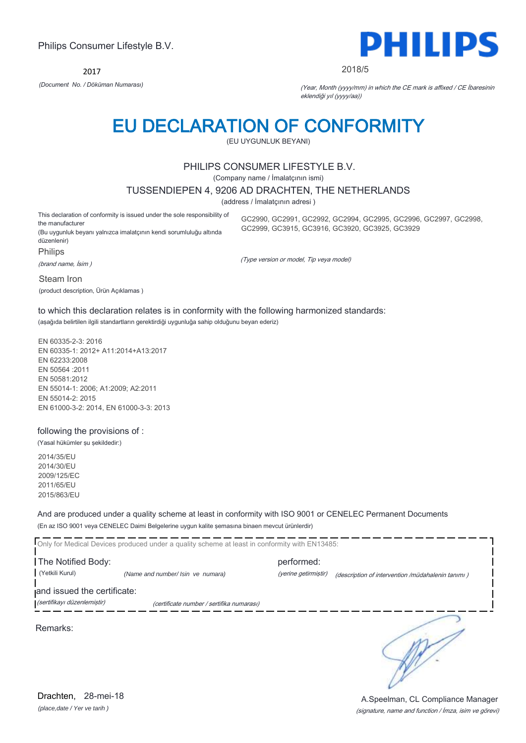Philips Consumer Lifestyle B.V.

**PHILIPS**

2017

*(Document No. / Döküman Numarası)*

2018/5

*(Year, Month (yyyy/mm) in which the CE mark is affixed / CE İbaresinin eklendiği yıl (yyyy/aa))*

# EU DECLARATION OF CONFORMITY

(EU UYGUNLUK BEYANI)

PHILIPS CONSUMER LIFESTYLE B.V.

(Company name / İmalatçının ismi)

TUSSENDIEPEN 4, 9206 AD DRACHTEN, THE NETHERLANDS

(address / İmalatçının adresi )

This declaration of conformity is issued under the sole responsibility of the manufacturer
(Bu uygunluk beyanı yalnızca imalatçının kendi sorumluluğu altında düzenlenir)

Philips

*(brand name, İsim )*

GC2990, GC2991, GC2992, GC2994, GC2995, GC2996, GC2997, GC2998, GC2999, GC3915, GC3916, GC3920, GC3925, GC3929

*(Type version or model, Tip veya model)*

Steam Iron

(product description, Ürün Açıklamas )

to which this declaration relates is in conformity with the following harmonized standards:

(aşağıda belirtilen ilgili standartların gerektirdiği uygunluğa sahip olduğunu beyan ederiz)

EN 60335-2-3: 2016
EN 60335-1: 2012+ A11:2014+A13:2017
EN 62233:2008
EN 50564 :2011
EN 50581:2012
EN 55014-1: 2006; A1:2009; A2:2011
EN 55014-2: 2015
EN 61000-3-2: 2014, EN 61000-3-3: 2013

following the provisions of :

(Yasal hükümler şu şekildedir:)

2014/35/EU
2014/30/EU
2009/125/EC
2011/65/EU
2015/863/EU

And are produced under a quality scheme at least in conformity with ISO 9001 or CENELEC Permanent Documents

(En az ISO 9001 veya CENELEC Daimi Belgelerine uygun kalite şemasına binaen mevcut ürünlerdir)

Only for Medical Devices produced under a quality scheme at least in conformity with EN13485:

The Notified Body: (Yetkili Kurul) *(Name and number/ Isin ve numara)*

performed: *(yerine getirmiştir)* *(description of intervention /müdahalenin tanımı )*

and issued the certificate: *(sertifikayı düzenlemiştir)* *(certificate number / sertifika numarası)*

Remarks:

Drachten, 28-mei-18

*(place,date / Yer ve tarih )*

A.Speelman, CL Compliance Manager

*(signature, name and function / İmza, isim ve görevi)*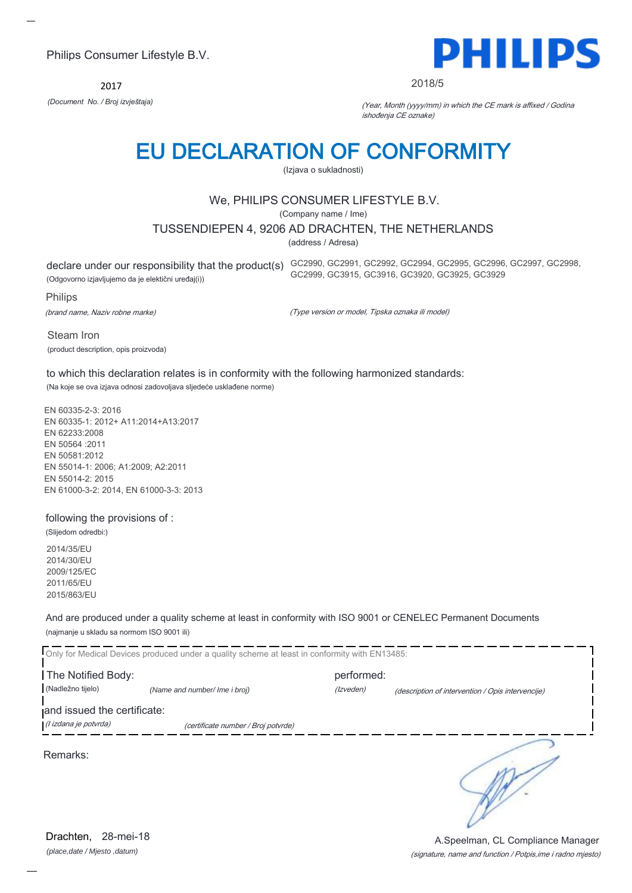Philips Consumer Lifestyle B.V.

PHILIPS

2017

*(Document No. / Broj izvještaja)*

2018/5

*(Year, Month (yyyy/mm) in which the CE mark is affixed / Godina ishođenja CE oznake)*

# EU DECLARATION OF CONFORMITY

(Izjava o sukladnosti)

We, PHILIPS CONSUMER LIFESTYLE B.V.

(Company name / Ime)

TUSSENDIEPEN 4, 9206 AD DRACHTEN, THE NETHERLANDS

(address / Adresa)

declare under our responsibility that the product(s) GC2990, GC2991, GC2992, GC2994, GC2995, GC2996, GC2997, GC2998, GC2999, GC3915, GC3916, GC3920, GC3925, GC3929

(Odgovorno izjavljujemo da je električni uređaj(i))

*(Type version or model, Tipska oznaka ili model)*

Philips

*(brand name, Naziv robne marke)*

Steam Iron

(product description, opis proizvoda)

to which this declaration relates is in conformity with the following harmonized standards:

(Na koje se ova izjava odnosi zadovoljava sljedeće usklađene norme)

EN 60335-2-3: 2016
EN 60335-1: 2012+ A11:2014+A13:2017
EN 62233:2008
EN 50564 :2011
EN 50581:2012
EN 55014-1: 2006; A1:2009; A2:2011
EN 55014-2: 2015
EN 61000-3-2: 2014, EN 61000-3-3: 2013

following the provisions of :

(Slijedom odredbi:)

2014/35/EU
2014/30/EU
2009/125/EC
2011/65/EU
2015/863/EU

And are produced under a quality scheme at least in conformity with ISO 9001 or CENELEC Permanent Documents

(najmanje u skladu sa normom ISO 9001 ili)

Only for Medical Devices produced under a quality scheme at least in conformity with EN13485:

The Notified Body: *(Name and number/ Ime i broj)* performed: *(description of intervention / Opis intervencije)*

(Nadležno tijelo) (Izveden)

and issued the certificate: *(certificate number / Broj potvrde)*

*(I izdana je potvrda)*

Remarks:

Drachten, 28-mei-18

*(place,date / Mjesto ,datum)*

A.Speelman, CL Compliance Manager

*(signature, name and function / Potpis,ime i radno mjesto)*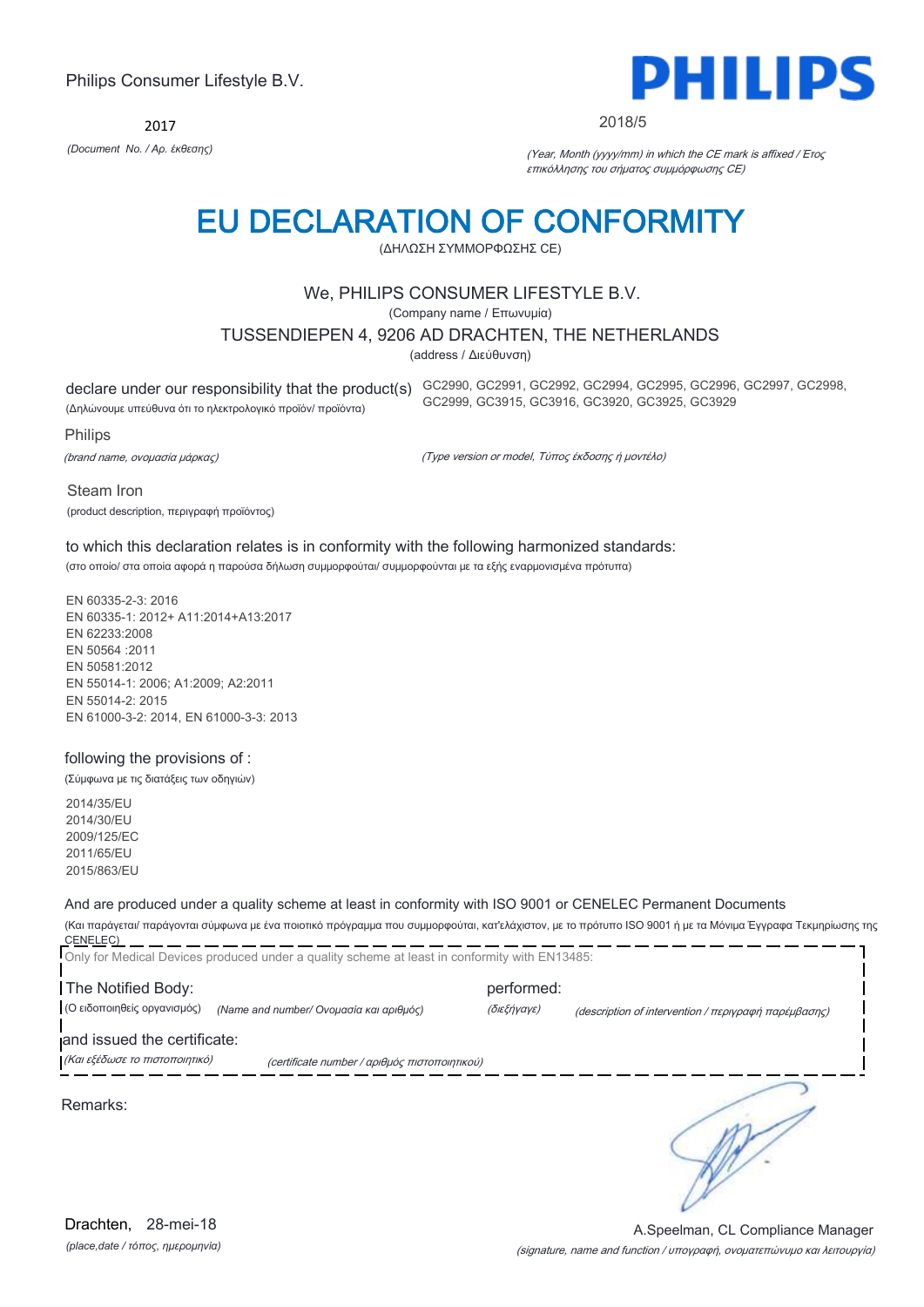Philips Consumer Lifestyle B.V.

**PHILIPS**

2017

*(Document No. / Αρ. έκθεσης)*

2018/5

*(Year, Month (yyyy/mm) in which the CE mark is affixed / Έτος επικόλλησης του σήματος συμμόρφωσης CE)*

# EU DECLARATION OF CONFORMITY

(ΔΗΛΩΣΗ ΣΥΜΜΟΡΦΩΣΗΣ CE)

We, PHILIPS CONSUMER LIFESTYLE B.V.

(Company name / Επωνυμία)

TUSSENDIEPEN 4, 9206 AD DRACHTEN, THE NETHERLANDS

(address / Διεύθυνση)

declare under our responsibility that the product(s)
(Δηλώνουμε υπεύθυνα ότι το ηλεκτρολογικό προϊόν/ προϊόντα)

GC2990, GC2991, GC2992, GC2994, GC2995, GC2996, GC2997, GC2998, GC2999, GC3915, GC3916, GC3920, GC3925, GC3929

Philips

*(brand name, ονομασία μάρκας)*

*(Type version or model, Τύπος έκδοσης ή μοντέλο)*

Steam Iron

(product description, περιγραφή προϊόντος)

to which this declaration relates is in conformity with the following harmonized standards:

(στο οποίο/ στα οποία αφορά η παρούσα δήλωση συμμορφούται/ συμμορφούνται με τα εξής εναρμονισμένα πρότυπα)

EN 60335-2-3: 2016
EN 60335-1: 2012+ A11:2014+A13:2017
EN 62233:2008
EN 50564 :2011
EN 50581:2012
EN 55014-1: 2006; A1:2009; A2:2011
EN 55014-2: 2015
EN 61000-3-2: 2014, EN 61000-3-3: 2013

following the provisions of :

(Σύμφωνα με τις διατάξεις των οδηγιών)

2014/35/EU
2014/30/EU
2009/125/EC
2011/65/EU
2015/863/EU

And are produced under a quality scheme at least in conformity with ISO 9001 or CENELEC Permanent Documents

(Και παράγεται/ παράγονται σύμφωνα με ένα ποιοτικό πρόγραμμα που συμμορφούται, κατ'ελάχιστον, με το πρότυπο ISO 9001 ή με τα Μόνιμα Έγγραφα Τεκμηρίωσης της CENELEC)

Only for Medical Devices produced under a quality scheme at least in conformity with EN13485:

The Notified Body: (Ο ειδοποιηθείς οργανισμός) *(Name and number/ Ονομασία και αριθμός)*

performed: *(διεξήγαγε)* *(description of intervention / περιγραφή παρέμβασης)*

and issued the certificate: *(Και εξέδωσε το πιστοποιητικό)* *(certificate number / αριθμός πιστοποιητικού)*

Remarks:

Drachten, 28-mei-18

*(place,date / τόπος, ημερομηνία)*

A.Speelman, CL Compliance Manager

*(signature, name and function / υπογραφή, ονοματεπώνυμο και λειτουργία)*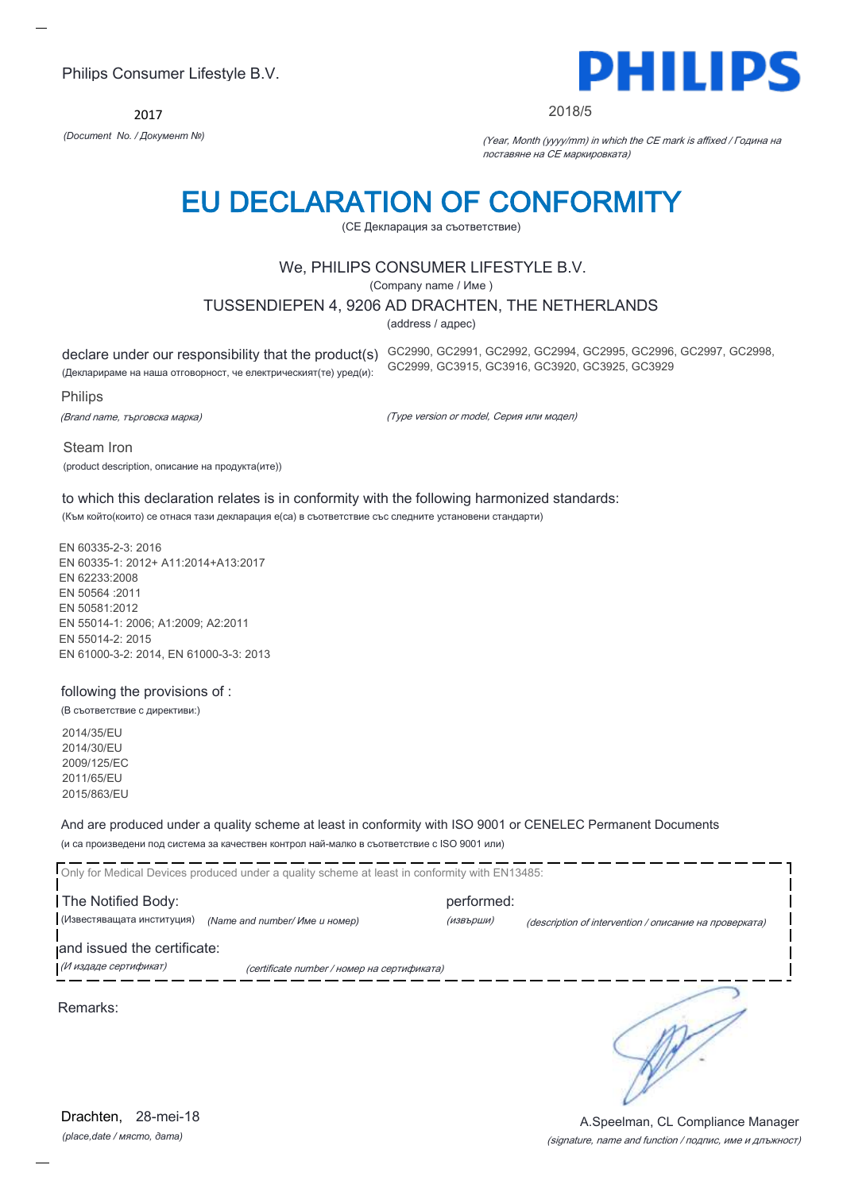Philips Consumer Lifestyle B.V.

2017

*(Document No. / Документ №)*

PHILIPS

2018/5

*(Year, Month (yyyy/mm) in which the CE mark is affixed / Година на поставяне на СЕ маркировката)*

# EU DECLARATION OF CONFORMITY

(CE Декларация за съответствие)

We, PHILIPS CONSUMER LIFESTYLE B.V.

(Company name / Име )

TUSSENDIEPEN 4, 9206 AD DRACHTEN, THE NETHERLANDS

(address / адрес)

declare under our responsibility that the product(s) GC2990, GC2991, GC2992, GC2994, GC2995, GC2996, GC2997, GC2998, GC2999, GC3915, GC3916, GC3920, GC3925, GC3929

(Декларираме на наша отговорност, че електрическият(те) уред(и):

Philips

*(Brand name, търговска марка)*

*(Type version or model, Серия или модел)*

Steam Iron

(product description, описание на продукта(ите))

to which this declaration relates is in conformity with the following harmonized standards:

(Към който(които) се отнася тази декларация е(са) в съответствие със следните установени стандарти)

EN 60335-2-3: 2016
EN 60335-1: 2012+ A11:2014+A13:2017
EN 62233:2008
EN 50564 :2011
EN 50581:2012
EN 55014-1: 2006; A1:2009; A2:2011
EN 55014-2: 2015
EN 61000-3-2: 2014, EN 61000-3-3: 2013

following the provisions of :

(В съответствие с директиви:)

2014/35/EU
2014/30/EU
2009/125/EC
2011/65/EU
2015/863/EU

And are produced under a quality scheme at least in conformity with ISO 9001 or CENELEC Permanent Documents

(и са произведени под система за качествен контрол най-малко в съответствие с ISO 9001 или)

Only for Medical Devices produced under a quality scheme at least in conformity with EN13485:

The Notified Body: performed:

(Известяващата институция) *(Name and number/ Име и номер)* *(извърши)* *(description of intervention / описание на проверката)*

and issued the certificate:

*(И издаде сертификат)* *(certificate number / номер на сертификата)*

Remarks:

Drachten, 28-mei-18

*(place,date / място, дата)*

A.Speelman, CL Compliance Manager

*(signature, name and function / подпис, име и длъжност)*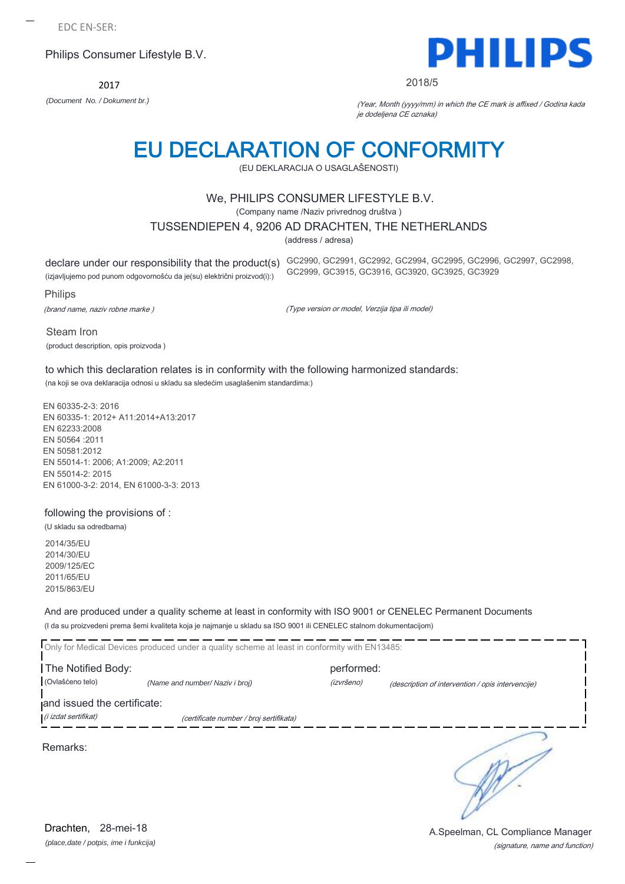EDC EN-SER:

Philips Consumer Lifestyle B.V.

2017

*(Document No. / Dokument br.)*

PHILIPS

2018/5

*(Year, Month (yyyy/mm) in which the CE mark is affixed / Godina kada je dodeljena CE oznaka)*

# EU DECLARATION OF CONFORMITY

(EU DEKLARACIJA O USAGLAŠENOSTI)

We, PHILIPS CONSUMER LIFESTYLE B.V.

(Company name /Naziv privrednog društva )

TUSSENDIEPEN 4, 9206 AD DRACHTEN, THE NETHERLANDS

(address / adresa)

declare under our responsibility that the product(s) GC2990, GC2991, GC2992, GC2994, GC2995, GC2996, GC2997, GC2998, GC2999, GC3915, GC3916, GC3920, GC3925, GC3929

(izjavljujemo pod punom odgovornošću da je(su) električni proizvod(i):)

Philips

*(brand name, naziv robne marke )*

*(Type version or model, Verzija tipa ili model)*

Steam Iron

(product description, opis proizvoda )

to which this declaration relates is in conformity with the following harmonized standards:

(na koji se ova deklaracija odnosi u skladu sa sledećim usaglašenim standardima:)

EN 60335-2-3: 2016
EN 60335-1: 2012+ A11:2014+A13:2017
EN 62233:2008
EN 50564 :2011
EN 50581:2012
EN 55014-1: 2006; A1:2009; A2:2011
EN 55014-2: 2015
EN 61000-3-2: 2014, EN 61000-3-3: 2013

following the provisions of :

(U skladu sa odredbama)

2014/35/EU
2014/30/EU
2009/125/EC
2011/65/EU
2015/863/EU

And are produced under a quality scheme at least in conformity with ISO 9001 or CENELEC Permanent Documents

(I da su proizvedeni prema šemi kvaliteta koja je najmanje u skladu sa ISO 9001 ili CENELEC stalnom dokumentacijom)

Only for Medical Devices produced under a quality scheme at least in conformity with EN13485:

The Notified Body: *(Name and number/ Naziv i broj)* performed: *(izvršeno)* *(description of intervention / opis intervencije)*

(Ovlašćeno telo)

and issued the certificate: *(certificate number / broj sertifikata)*

*(i izdat sertifikat)*

Remarks:

Drachten, 28-mei-18

*(place,date / potpis, ime i funkcija)*

A.Speelman, CL Compliance Manager

*(signature, name and function)*